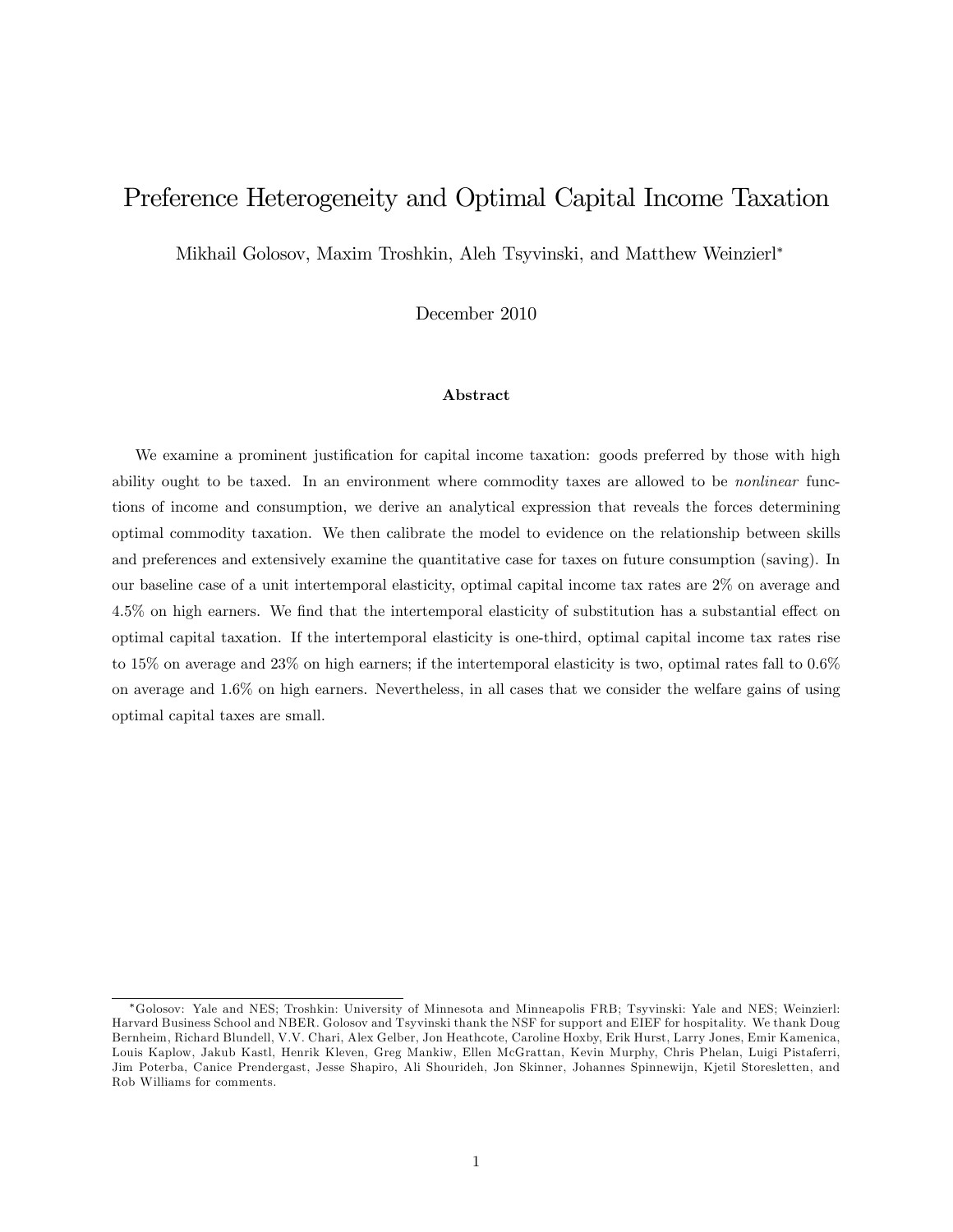# Preference Heterogeneity and Optimal Capital Income Taxation

Mikhail Golosov, Maxim Troshkin, Aleh Tsyvinski, and Matthew Weinzierl*

December 2010

### Abstract

We examine a prominent justification for capital income taxation: goods preferred by those with high ability ought to be taxed. In an environment where commodity taxes are allowed to be *nonlinear* functions of income and consumption, we derive an analytical expression that reveals the forces determining optimal commodity taxation. We then calibrate the model to evidence on the relationship between skills and preferences and extensively examine the quantitative case for taxes on future consumption (saving). In our baseline case of a unit intertemporal elasticity, optimal capital income tax rates are 2% on average and 4.5% on high earners. We find that the intertemporal elasticity of substitution has a substantial effect on optimal capital taxation. If the intertemporal elasticity is one-third, optimal capital income tax rates rise to 15% on average and 23% on high earners; if the intertemporal elasticity is two, optimal rates fall to 0.6% on average and 1.6% on high earners. Nevertheless, in all cases that we consider the welfare gains of using optimal capital taxes are small.

---

*Golosov: Yale and NES; Troshkin: University of Minnesota and Minneapolis FRB; Tsyvinski: Yale and NES; Weinzierl: Harvard Business School and NBER. Golosov and Tsyvinski thank the NSF for support and EIEF for hospitality. We thank Doug Bernheim, Richard Blundell, V.V. Chari, Alex Gelber, Jon Heathcote, Caroline Hoxby, Erik Hurst, Larry Jones, Emir Kamenica, Louis Kaplow, Jakub Kastl, Henrik Kleven, Greg Mankiw, Ellen McGrattan, Kevin Murphy, Chris Phelan, Luigi Pistaferri, Jim Poterba, Canice Prendergast, Jesse Shapiro, Ali Shourideh, Jon Skinner, Johannes Spinnewijn, Kjetil Storesletten, and Rob Williams for comments.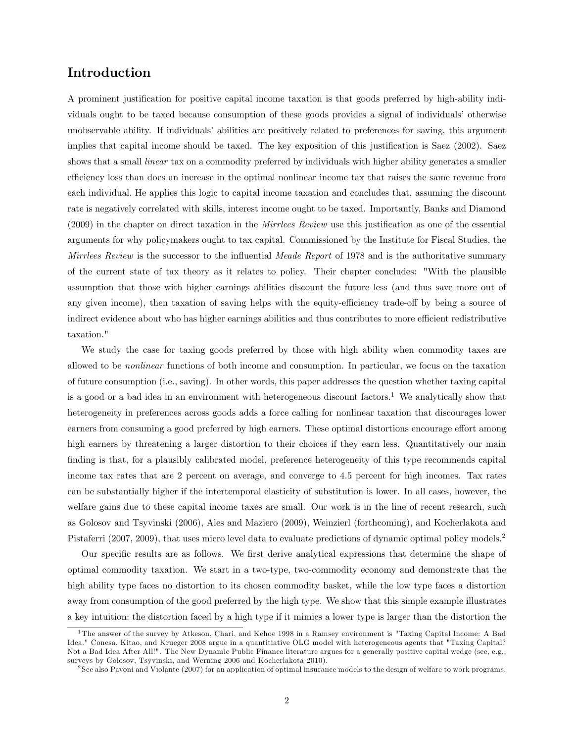## Introduction

A prominent justification for positive capital income taxation is that goods preferred by high-ability individuals ought to be taxed because consumption of these goods provides a signal of individuals' otherwise unobservable ability. If individuals' abilities are positively related to preferences for saving, this argument implies that capital income should be taxed. The key exposition of this justification is Saez (2002). Saez shows that a small *linear* tax on a commodity preferred by individuals with higher ability generates a smaller efficiency loss than does an increase in the optimal nonlinear income tax that raises the same revenue from each individual. He applies this logic to capital income taxation and concludes that, assuming the discount rate is negatively correlated with skills, interest income ought to be taxed. Importantly, Banks and Diamond (2009) in the chapter on direct taxation in the *Mirrlees Review* use this justification as one of the essential arguments for why policymakers ought to tax capital. Commissioned by the Institute for Fiscal Studies, the *Mirrlees Review* is the successor to the influential *Meade Report* of 1978 and is the authoritative summary of the current state of tax theory as it relates to policy. Their chapter concludes: "With the plausible assumption that those with higher earnings abilities discount the future less (and thus save more out of any given income), then taxation of saving helps with the equity-efficiency trade-off by being a source of indirect evidence about who has higher earnings abilities and thus contributes to more efficient redistributive taxation."

We study the case for taxing goods preferred by those with high ability when commodity taxes are allowed to be *nonlinear* functions of both income and consumption. In particular, we focus on the taxation of future consumption (i.e., saving). In other words, this paper addresses the question whether taxing capital is a good or a bad idea in an environment with heterogeneous discount factors.[1] We analytically show that heterogeneity in preferences across goods adds a force calling for nonlinear taxation that discourages lower earners from consuming a good preferred by high earners. These optimal distortions encourage effort among high earners by threatening a larger distortion to their choices if they earn less. Quantitatively our main finding is that, for a plausibly calibrated model, preference heterogeneity of this type recommends capital income tax rates that are 2 percent on average, and converge to 4.5 percent for high incomes. Tax rates can be substantially higher if the intertemporal elasticity of substitution is lower. In all cases, however, the welfare gains due to these capital income taxes are small. Our work is in the line of recent research, such as Golosov and Tsyvinski (2006), Ales and Maziero (2009), Weinzierl (forthcoming), and Kocherlakota and Pistaferri (2007, 2009), that uses micro level data to evaluate predictions of dynamic optimal policy models.[2]

Our specific results are as follows. We first derive analytical expressions that determine the shape of optimal commodity taxation. We start in a two-type, two-commodity economy and demonstrate that the high ability type faces no distortion to its chosen commodity basket, while the low type faces a distortion away from consumption of the good preferred by the high type. We show that this simple example illustrates a key intuition: the distortion faced by a high type if it mimics a lower type is larger than the distortion the

[1] The answer of the survey by Atkeson, Chari, and Kehoe 1998 in a Ramsey environment is "Taxing Capital Income: A Bad Idea." Conesa, Kitao, and Krueger 2008 argue in a quantitiative OLG model with heterogeneous agents that "Taxing Capital? Not a Bad Idea After All!". The New Dynamic Public Finance literature argues for a generally positive capital wedge (see, e.g., surveys by Golosov, Tsyvinski, and Werning 2006 and Kocherlakota 2010).

[2] See also Pavoni and Violante (2007) for an application of optimal insurance models to the design of welfare to work programs.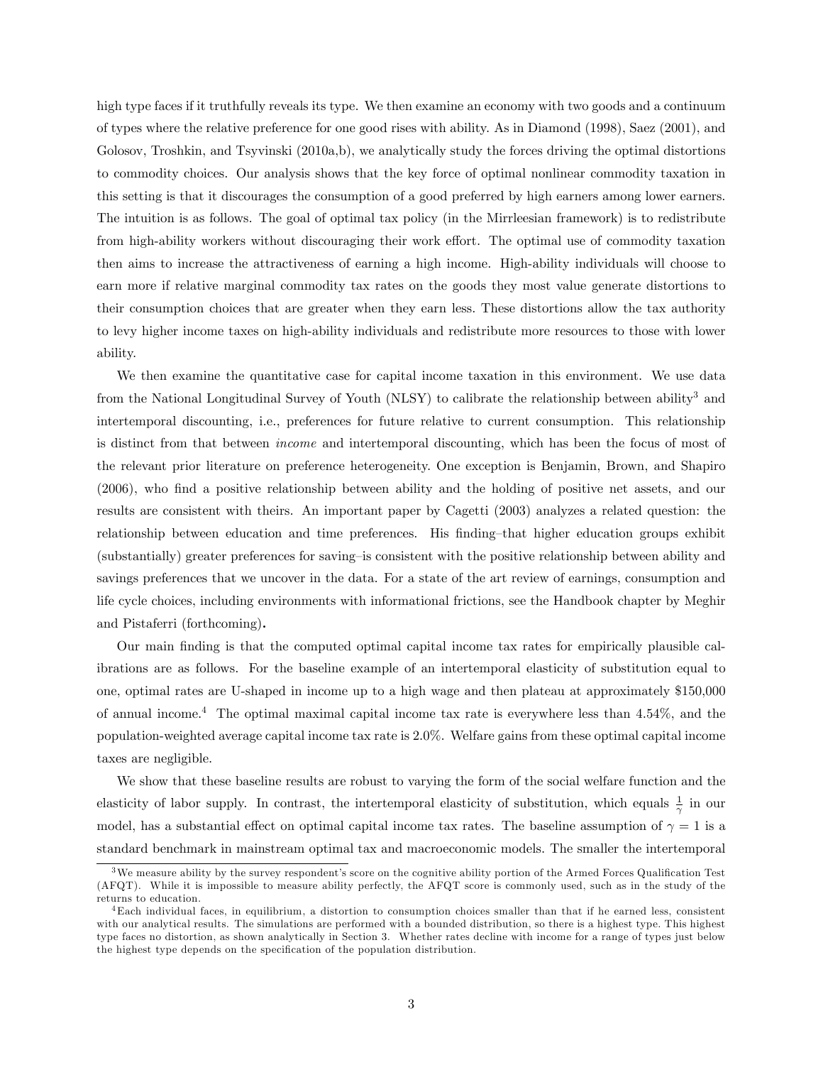high type faces if it truthfully reveals its type. We then examine an economy with two goods and a continuum of types where the relative preference for one good rises with ability. As in Diamond (1998), Saez (2001), and Golosov, Troshkin, and Tsyvinski (2010a,b), we analytically study the forces driving the optimal distortions to commodity choices. Our analysis shows that the key force of optimal nonlinear commodity taxation in this setting is that it discourages the consumption of a good preferred by high earners among lower earners. The intuition is as follows. The goal of optimal tax policy (in the Mirrleesian framework) is to redistribute from high-ability workers without discouraging their work effort. The optimal use of commodity taxation then aims to increase the attractiveness of earning a high income. High-ability individuals will choose to earn more if relative marginal commodity tax rates on the goods they most value generate distortions to their consumption choices that are greater when they earn less. These distortions allow the tax authority to levy higher income taxes on high-ability individuals and redistribute more resources to those with lower ability.

We then examine the quantitative case for capital income taxation in this environment. We use data from the National Longitudinal Survey of Youth (NLSY) to calibrate the relationship between ability[3] and intertemporal discounting, i.e., preferences for future relative to current consumption. This relationship is distinct from that between *income* and intertemporal discounting, which has been the focus of most of the relevant prior literature on preference heterogeneity. One exception is Benjamin, Brown, and Shapiro (2006), who find a positive relationship between ability and the holding of positive net assets, and our results are consistent with theirs. An important paper by Cagetti (2003) analyzes a related question: the relationship between education and time preferences. His finding–that higher education groups exhibit (substantially) greater preferences for saving–is consistent with the positive relationship between ability and savings preferences that we uncover in the data. For a state of the art review of earnings, consumption and life cycle choices, including environments with informational frictions, see the Handbook chapter by Meghir and Pistaferri (forthcoming).

Our main finding is that the computed optimal capital income tax rates for empirically plausible calibrations are as follows. For the baseline example of an intertemporal elasticity of substitution equal to one, optimal rates are U-shaped in income up to a high wage and then plateau at approximately \$150,000 of annual income.[4] The optimal maximal capital income tax rate is everywhere less than 4.54%, and the population-weighted average capital income tax rate is 2.0%. Welfare gains from these optimal capital income taxes are negligible.

We show that these baseline results are robust to varying the form of the social welfare function and the elasticity of labor supply. In contrast, the intertemporal elasticity of substitution, which equals $\frac{1}{\gamma}$ in our model, has a substantial effect on optimal capital income tax rates. The baseline assumption of $\gamma = 1$ is a standard benchmark in mainstream optimal tax and macroeconomic models. The smaller the intertemporal

---

[3] We measure ability by the survey respondent's score on the cognitive ability portion of the Armed Forces Qualification Test (AFQT). While it is impossible to measure ability perfectly, the AFQT score is commonly used, such as in the study of the returns to education.

[4] Each individual faces, in equilibrium, a distortion to consumption choices smaller than that if he earned less, consistent with our analytical results. The simulations are performed with a bounded distribution, so there is a highest type. This highest type faces no distortion, as shown analytically in Section 3. Whether rates decline with income for a range of types just below the highest type depends on the specification of the population distribution.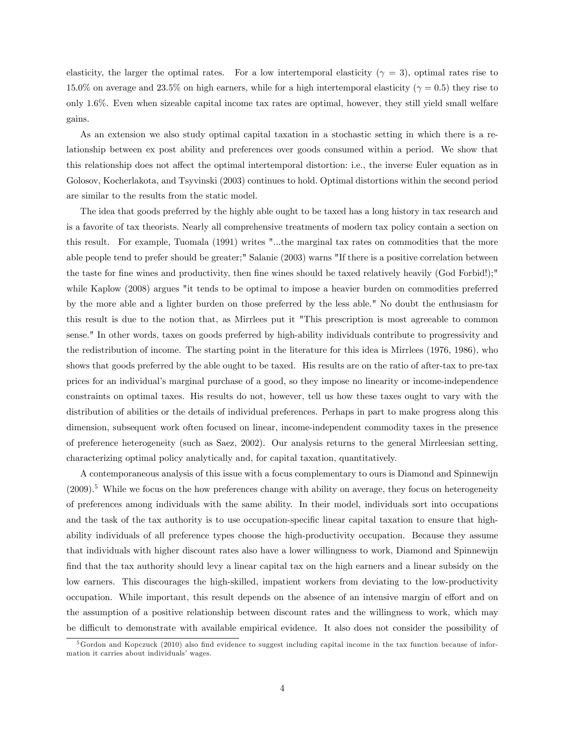elasticity, the larger the optimal rates. For a low intertemporal elasticity ($\gamma = 3$), optimal rates rise to 15.0% on average and 23.5% on high earners, while for a high intertemporal elasticity ($\gamma = 0.5$) they rise to only 1.6%. Even when sizeable capital income tax rates are optimal, however, they still yield small welfare gains.

As an extension we also study optimal capital taxation in a stochastic setting in which there is a relationship between ex post ability and preferences over goods consumed within a period. We show that this relationship does not affect the optimal intertemporal distortion: i.e., the inverse Euler equation as in Golosov, Kocherlakota, and Tsyvinski (2003) continues to hold. Optimal distortions within the second period are similar to the results from the static model.

The idea that goods preferred by the highly able ought to be taxed has a long history in tax research and is a favorite of tax theorists. Nearly all comprehensive treatments of modern tax policy contain a section on this result. For example, Tuomala (1991) writes "...the marginal tax rates on commodities that the more able people tend to prefer should be greater;" Salanie (2003) warns "If there is a positive correlation between the taste for fine wines and productivity, then fine wines should be taxed relatively heavily (God Forbid!);" while Kaplow (2008) argues "it tends to be optimal to impose a heavier burden on commodities preferred by the more able and a lighter burden on those preferred by the less able." No doubt the enthusiasm for this result is due to the notion that, as Mirrlees put it "This prescription is most agreeable to common sense." In other words, taxes on goods preferred by high-ability individuals contribute to progressivity and the redistribution of income. The starting point in the literature for this idea is Mirrlees (1976, 1986), who shows that goods preferred by the able ought to be taxed. His results are on the ratio of after-tax to pre-tax prices for an individual's marginal purchase of a good, so they impose no linearity or income-independence constraints on optimal taxes. His results do not, however, tell us how these taxes ought to vary with the distribution of abilities or the details of individual preferences. Perhaps in part to make progress along this dimension, subsequent work often focused on linear, income-independent commodity taxes in the presence of preference heterogeneity (such as Saez, 2002). Our analysis returns to the general Mirrleesian setting, characterizing optimal policy analytically and, for capital taxation, quantitatively.

A contemporaneous analysis of this issue with a focus complementary to ours is Diamond and Spinnewijn (2009).[5] While we focus on the how preferences change with ability on average, they focus on heterogeneity of preferences among individuals with the same ability. In their model, individuals sort into occupations and the task of the tax authority is to use occupation-specific linear capital taxation to ensure that high-ability individuals of all preference types choose the high-productivity occupation. Because they assume that individuals with higher discount rates also have a lower willingness to work, Diamond and Spinnewijn find that the tax authority should levy a linear capital tax on the high earners and a linear subsidy on the low earners. This discourages the high-skilled, impatient workers from deviating to the low-productivity occupation. While important, this result depends on the absence of an intensive margin of effort and on the assumption of a positive relationship between discount rates and the willingness to work, which may be difficult to demonstrate with available empirical evidence. It also does not consider the possibility of

[5] Gordon and Kopczuck (2010) also find evidence to suggest including capital income in the tax function because of information it carries about individuals' wages.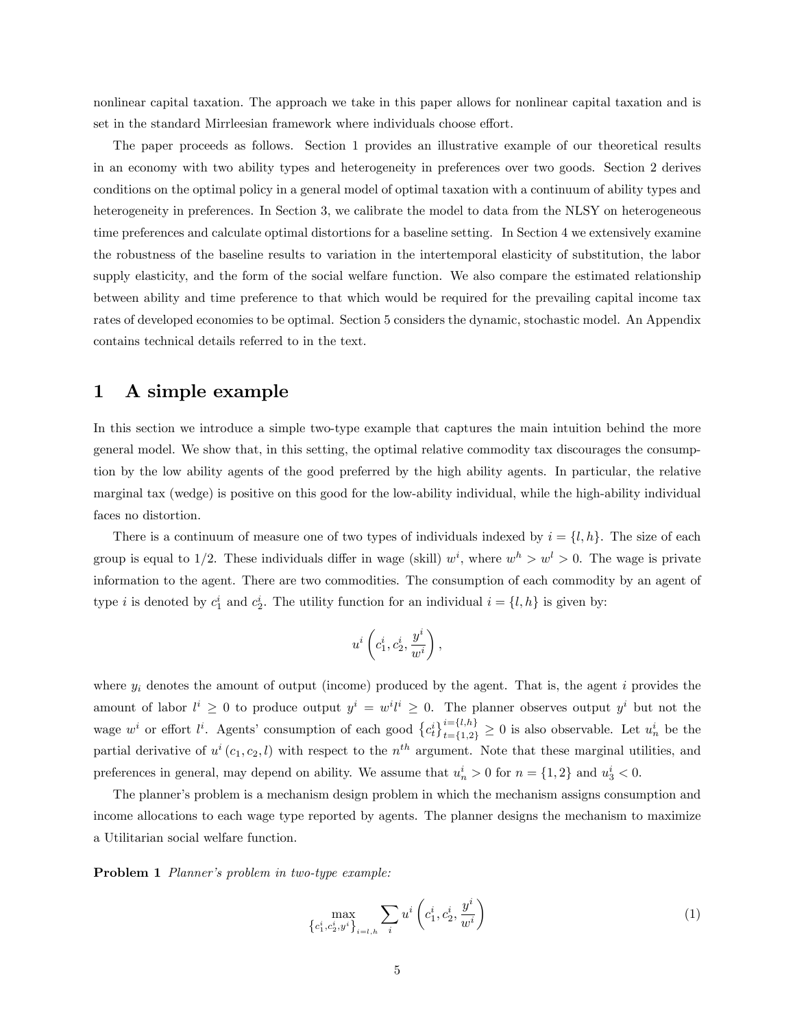nonlinear capital taxation. The approach we take in this paper allows for nonlinear capital taxation and is set in the standard Mirrleesian framework where individuals choose effort.

The paper proceeds as follows. Section 1 provides an illustrative example of our theoretical results in an economy with two ability types and heterogeneity in preferences over two goods. Section 2 derives conditions on the optimal policy in a general model of optimal taxation with a continuum of ability types and heterogeneity in preferences. In Section 3, we calibrate the model to data from the NLSY on heterogeneous time preferences and calculate optimal distortions for a baseline setting. In Section 4 we extensively examine the robustness of the baseline results to variation in the intertemporal elasticity of substitution, the labor supply elasticity, and the form of the social welfare function. We also compare the estimated relationship between ability and time preference to that which would be required for the prevailing capital income tax rates of developed economies to be optimal. Section 5 considers the dynamic, stochastic model. An Appendix contains technical details referred to in the text.

# 1 A simple example

In this section we introduce a simple two-type example that captures the main intuition behind the more general model. We show that, in this setting, the optimal relative commodity tax discourages the consumption by the low ability agents of the good preferred by the high ability agents. In particular, the relative marginal tax (wedge) is positive on this good for the low-ability individual, while the high-ability individual faces no distortion.

There is a continuum of measure one of two types of individuals indexed by $i = \{l, h\}$. The size of each group is equal to 1/2. These individuals differ in wage (skill) $w^i$, where $w^h > w^l > 0$. The wage is private information to the agent. There are two commodities. The consumption of each commodity by an agent of type $i$ is denoted by $c_1^i$ and $c_2^i$. The utility function for an individual $i = \{l, h\}$ is given by:

$$u^i\left(c_1^i, c_2^i, \frac{y^i}{w^i}\right),$$

where $y_i$ denotes the amount of output (income) produced by the agent. That is, the agent $i$ provides the amount of labor $l^i \geq 0$ to produce output $y^i = w^i l^i \geq 0$. The planner observes output $y^i$ but not the wage $w^i$ or effort $l^i$. Agents' consumption of each good $\left\{c_t^i\right\}_{t=\{1,2\}}^{i=\{l,h\}} \geq 0$ is also observable. Let $u_n^i$ be the partial derivative of $u^i(c_1, c_2, l)$ with respect to the $n^{th}$ argument. Note that these marginal utilities, and preferences in general, may depend on ability. We assume that $u_n^i > 0$ for $n = \{1, 2\}$ and $u_3^i < 0$.

The planner's problem is a mechanism design problem in which the mechanism assigns consumption and income allocations to each wage type reported by agents. The planner designs the mechanism to maximize a Utilitarian social welfare function.

**Problem 1** *Planner's problem in two-type example:*

$$\max_{\left\{c_1^i, c_2^i, y^i\right\}_{i=l,h}} \sum_i u^i\left(c_1^i, c_2^i, \frac{y^i}{w^i}\right) \tag{1}$$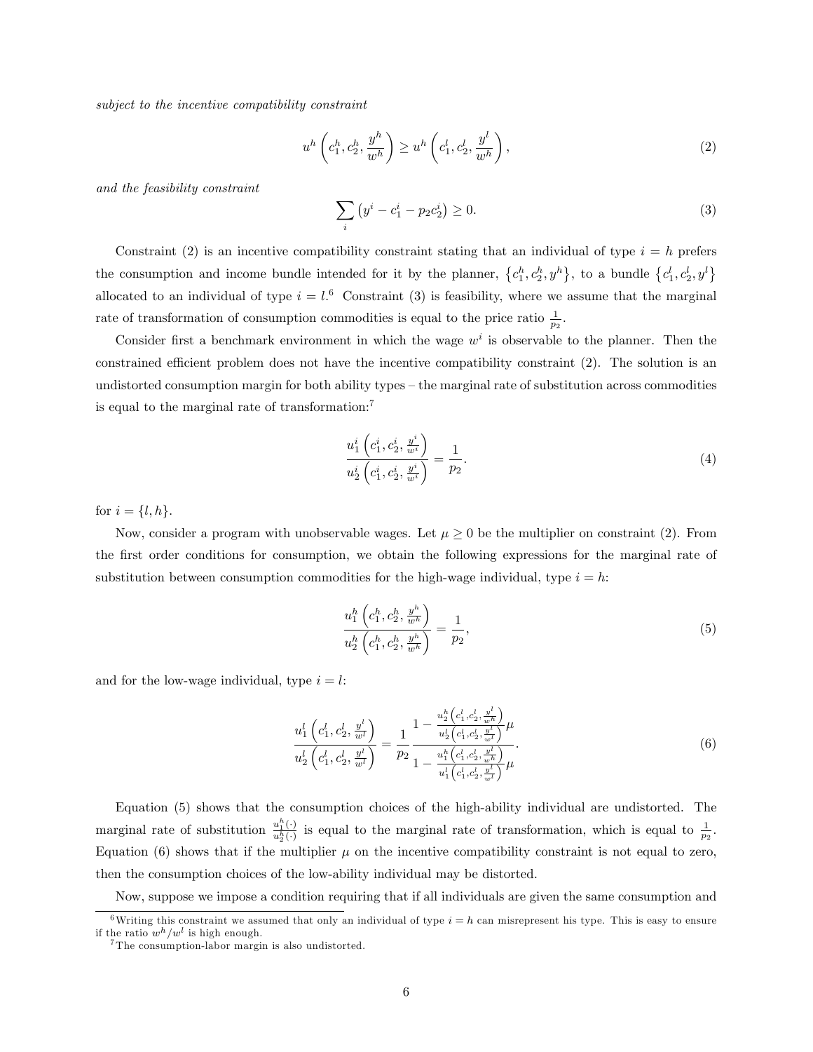*subject to the incentive compatibility constraint*

$$u^h\left(c_1^h, c_2^h, \frac{y^h}{w^h}\right) \geq u^h\left(c_1^l, c_2^l, \frac{y^l}{w^h}\right), \tag{2}$$

*and the feasibility constraint*

$$\sum_i \left(y^i - c_1^i - p_2 c_2^i\right) \geq 0. \tag{3}$$

Constraint (2) is an incentive compatibility constraint stating that an individual of type $i = h$ prefers the consumption and income bundle intended for it by the planner, $\{c_1^h, c_2^h, y^h\}$, to a bundle $\{c_1^l, c_2^l, y^l\}$ allocated to an individual of type $i = l$.[6] Constraint (3) is feasibility, where we assume that the marginal rate of transformation of consumption commodities is equal to the price ratio $\frac{1}{p_2}$.

Consider first a benchmark environment in which the wage $w^i$ is observable to the planner. Then the constrained efficient problem does not have the incentive compatibility constraint (2). The solution is an undistorted consumption margin for both ability types – the marginal rate of substitution across commodities is equal to the marginal rate of transformation:[7]

$$\frac{u_1^i\left(c_1^i, c_2^i, \frac{y^i}{w^i}\right)}{u_2^i\left(c_1^i, c_2^i, \frac{y^i}{w^i}\right)} = \frac{1}{p_2}. \tag{4}$$

for $i = \{l, h\}$.

Now, consider a program with unobservable wages. Let $\mu \geq 0$ be the multiplier on constraint (2). From the first order conditions for consumption, we obtain the following expressions for the marginal rate of substitution between consumption commodities for the high-wage individual, type $i = h$:

$$\frac{u_1^h\left(c_1^h, c_2^h, \frac{y^h}{w^h}\right)}{u_2^h\left(c_1^h, c_2^h, \frac{y^h}{w^h}\right)} = \frac{1}{p_2}, \tag{5}$$

and for the low-wage individual, type $i = l$:

$$\frac{u_1^l\left(c_1^l, c_2^l, \frac{y^l}{w^l}\right)}{u_2^l\left(c_1^l, c_2^l, \frac{y^l}{w^l}\right)} = \frac{1}{p_2} \frac{1 - \frac{u_2^h\left(c_1^l, c_2^l, \frac{y^l}{w^h}\right)}{u_2^l\left(c_1^l, c_2^l, \frac{y^l}{w^l}\right)}\mu}{1 - \frac{u_1^h\left(c_1^l, c_2^l, \frac{y^l}{w^h}\right)}{u_1^l\left(c_1^l, c_2^l, \frac{y^l}{w^l}\right)}\mu}. \tag{6}$$

Equation (5) shows that the consumption choices of the high-ability individual are undistorted. The marginal rate of substitution $\frac{u_1^h(\cdot)}{u_2^h(\cdot)}$ is equal to the marginal rate of transformation, which is equal to $\frac{1}{p_2}$. Equation (6) shows that if the multiplier $\mu$ on the incentive compatibility constraint is not equal to zero, then the consumption choices of the low-ability individual may be distorted.

Now, suppose we impose a condition requiring that if all individuals are given the same consumption and

---

[6] Writing this constraint we assumed that only an individual of type $i = h$ can misrepresent his type. This is easy to ensure if the ratio $w^h/w^l$ is high enough.

[7] The consumption-labor margin is also undistorted.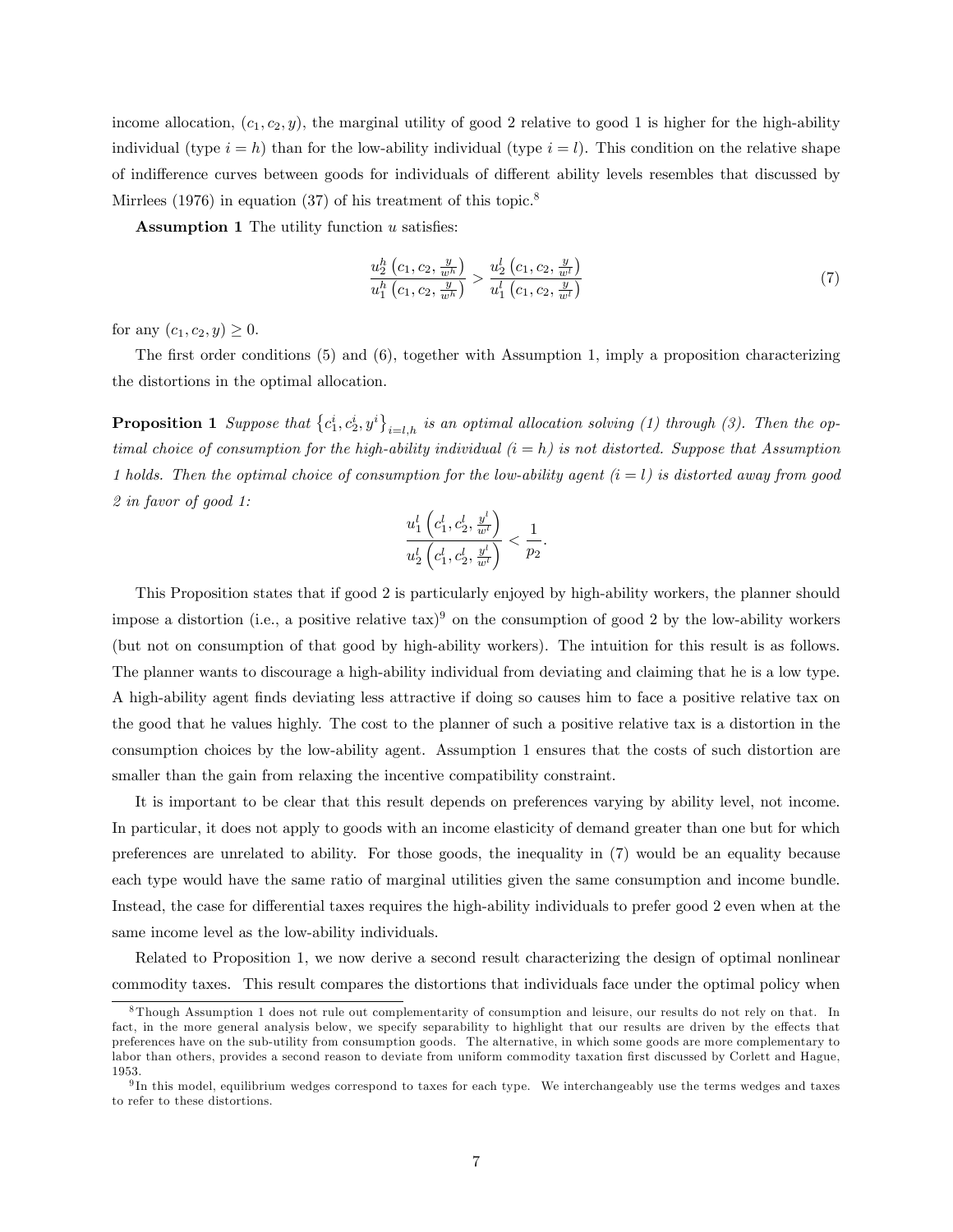income allocation, $(c_1, c_2, y)$, the marginal utility of good 2 relative to good 1 is higher for the high-ability individual (type $i = h$) than for the low-ability individual (type $i = l$). This condition on the relative shape of indifference curves between goods for individuals of different ability levels resembles that discussed by Mirrlees (1976) in equation (37) of his treatment of this topic.[8]

**Assumption 1** The utility function $u$ satisfies:

$$\frac{u_2^h\left(c_1, c_2, \frac{y}{w^h}\right)}{u_1^h\left(c_1, c_2, \frac{y}{w^h}\right)} > \frac{u_2^l\left(c_1, c_2, \frac{y}{w^l}\right)}{u_1^l\left(c_1, c_2, \frac{y}{w^l}\right)} \tag{7}$$

for any $(c_1, c_2, y) \geq 0$.

The first order conditions (5) and (6), together with Assumption 1, imply a proposition characterizing the distortions in the optimal allocation.

**Proposition 1** *Suppose that $\left\{c_1^i, c_2^i, y^i\right\}_{i=l,h}$ is an optimal allocation solving (1) through (3). Then the optimal choice of consumption for the high-ability individual ($i = h$) is not distorted. Suppose that Assumption 1 holds. Then the optimal choice of consumption for the low-ability agent ($i = l$) is distorted away from good 2 in favor of good 1:*

$$\frac{u_1^l\left(c_1^l, c_2^l, \frac{y^l}{w^l}\right)}{u_2^l\left(c_1^l, c_2^l, \frac{y^l}{w^l}\right)} < \frac{1}{p_2}.$$

This Proposition states that if good 2 is particularly enjoyed by high-ability workers, the planner should impose a distortion (i.e., a positive relative tax)[9] on the consumption of good 2 by the low-ability workers (but not on consumption of that good by high-ability workers). The intuition for this result is as follows. The planner wants to discourage a high-ability individual from deviating and claiming that he is a low type. A high-ability agent finds deviating less attractive if doing so causes him to face a positive relative tax on the good that he values highly. The cost to the planner of such a positive relative tax is a distortion in the consumption choices by the low-ability agent. Assumption 1 ensures that the costs of such distortion are smaller than the gain from relaxing the incentive compatibility constraint.

It is important to be clear that this result depends on preferences varying by ability level, not income. In particular, it does not apply to goods with an income elasticity of demand greater than one but for which preferences are unrelated to ability. For those goods, the inequality in (7) would be an equality because each type would have the same ratio of marginal utilities given the same consumption and income bundle. Instead, the case for differential taxes requires the high-ability individuals to prefer good 2 even when at the same income level as the low-ability individuals.

Related to Proposition 1, we now derive a second result characterizing the design of optimal nonlinear commodity taxes. This result compares the distortions that individuals face under the optimal policy when

---

[8] Though Assumption 1 does not rule out complementarity of consumption and leisure, our results do not rely on that. In fact, in the more general analysis below, we specify separability to highlight that our results are driven by the effects that preferences have on the sub-utility from consumption goods. The alternative, in which some goods are more complementary to labor than others, provides a second reason to deviate from uniform commodity taxation first discussed by Corlett and Hague, 1953.

[9] In this model, equilibrium wedges correspond to taxes for each type. We interchangeably use the terms wedges and taxes to refer to these distortions.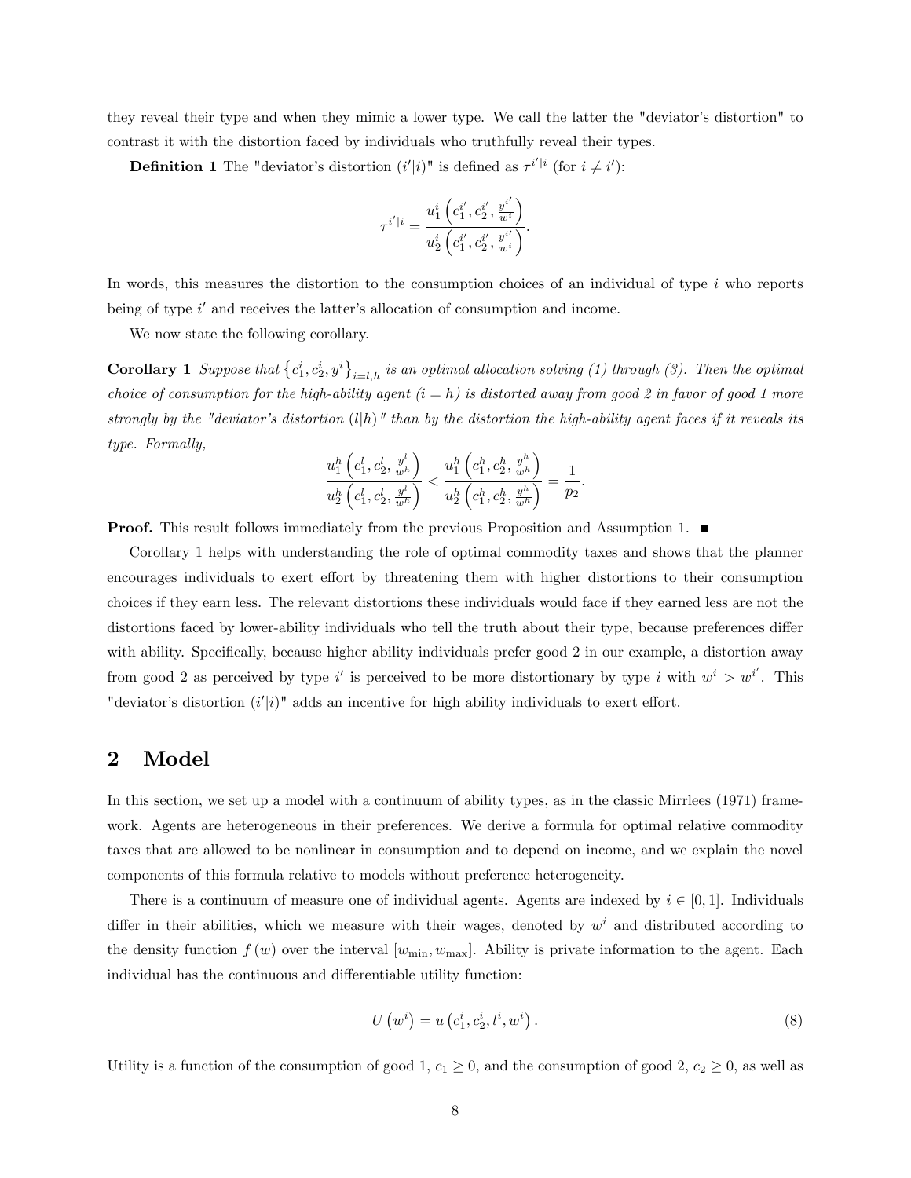they reveal their type and when they mimic a lower type. We call the latter the "deviator's distortion" to contrast it with the distortion faced by individuals who truthfully reveal their types.

**Definition 1** The "deviator's distortion $(i'|i)$" is defined as $\tau^{i'|i}$ (for $i \neq i'$):

$$\tau^{i'|i} = \frac{u_1^i\left(c_1^{i'}, c_2^{i'}, \frac{y^{i'}}{w^i}\right)}{u_2^i\left(c_1^{i'}, c_2^{i'}, \frac{y^{i'}}{w^i}\right)}.$$

In words, this measures the distortion to the consumption choices of an individual of type $i$ who reports being of type $i'$ and receives the latter's allocation of consumption and income.

We now state the following corollary.

**Corollary 1** *Suppose that $\left\{c_1^i, c_2^i, y^i\right\}_{i=l,h}$ is an optimal allocation solving (1) through (3). Then the optimal choice of consumption for the high-ability agent ($i = h$) is distorted away from good 2 in favor of good 1 more strongly by the "deviator's distortion $(l|h)$" than by the distortion the high-ability agent faces if it reveals its type. Formally,*

$$\frac{u_1^h\left(c_1^l, c_2^l, \frac{y^l}{w^h}\right)}{u_2^h\left(c_1^l, c_2^l, \frac{y^l}{w^h}\right)} < \frac{u_1^h\left(c_1^h, c_2^h, \frac{y^h}{w^h}\right)}{u_2^h\left(c_1^h, c_2^h, \frac{y^h}{w^h}\right)} = \frac{1}{p_2}.$$

**Proof.** This result follows immediately from the previous Proposition and Assumption 1. ■

Corollary 1 helps with understanding the role of optimal commodity taxes and shows that the planner encourages individuals to exert effort by threatening them with higher distortions to their consumption choices if they earn less. The relevant distortions these individuals would face if they earned less are not the distortions faced by lower-ability individuals who tell the truth about their type, because preferences differ with ability. Specifically, because higher ability individuals prefer good 2 in our example, a distortion away from good 2 as perceived by type $i'$ is perceived to be more distortionary by type $i$ with $w^i > w^{i'}$. This "deviator's distortion $(i'|i)$" adds an incentive for high ability individuals to exert effort.

## 2 Model

In this section, we set up a model with a continuum of ability types, as in the classic Mirrlees (1971) framework. Agents are heterogeneous in their preferences. We derive a formula for optimal relative commodity taxes that are allowed to be nonlinear in consumption and to depend on income, and we explain the novel components of this formula relative to models without preference heterogeneity.

There is a continuum of measure one of individual agents. Agents are indexed by $i \in [0, 1]$. Individuals differ in their abilities, which we measure with their wages, denoted by $w^i$ and distributed according to the density function $f(w)$ over the interval $[w_{\min}, w_{\max}]$. Ability is private information to the agent. Each individual has the continuous and differentiable utility function:

$$U\left(w^i\right) = u\left(c_1^i, c_2^i, l^i, w^i\right). \tag{8}$$

Utility is a function of the consumption of good 1, $c_1 \geq 0$, and the consumption of good 2, $c_2 \geq 0$, as well as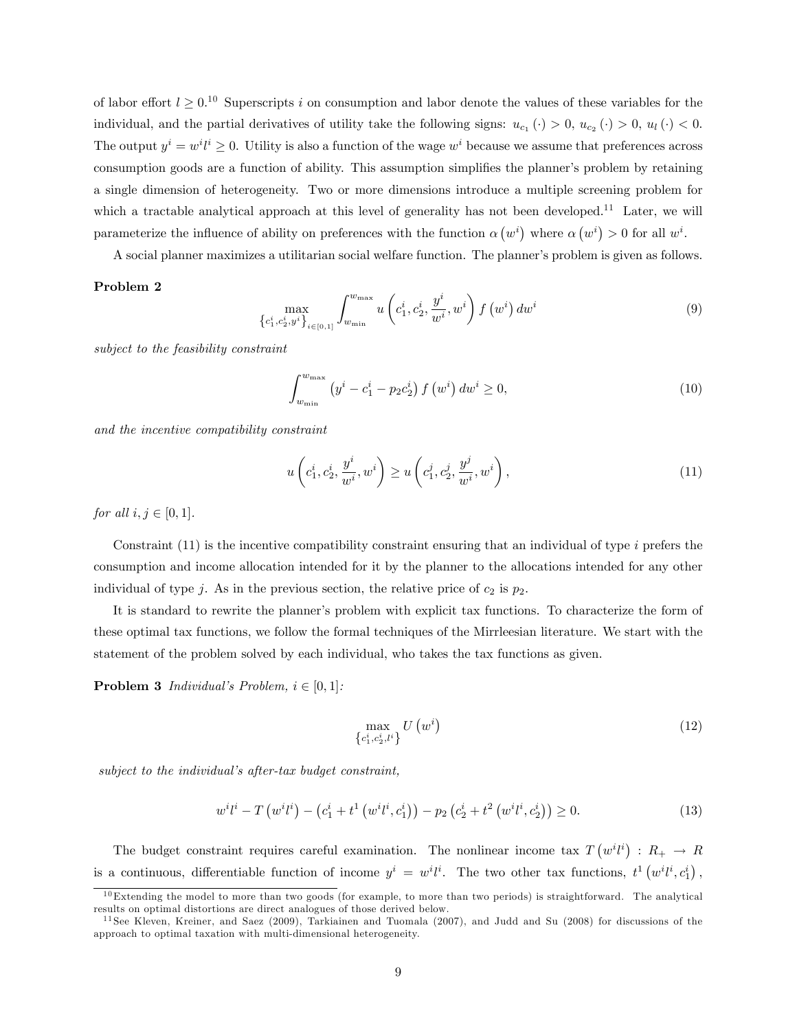of labor effort $l \geq 0$.[10] Superscripts $i$ on consumption and labor denote the values of these variables for the individual, and the partial derivatives of utility take the following signs: $u_{c_1}(\cdot) > 0$, $u_{c_2}(\cdot) > 0$, $u_l(\cdot) < 0$. The output $y^i = w^i l^i \geq 0$. Utility is also a function of the wage $w^i$ because we assume that preferences across consumption goods are a function of ability. This assumption simplifies the planner's problem by retaining a single dimension of heterogeneity. Two or more dimensions introduce a multiple screening problem for which a tractable analytical approach at this level of generality has not been developed.[11] Later, we will parameterize the influence of ability on preferences with the function $\alpha(w^i)$ where $\alpha(w^i) > 0$ for all $w^i$.

A social planner maximizes a utilitarian social welfare function. The planner's problem is given as follows.

**Problem 2**

$$\max_{\{c_1^i, c_2^i, y^i\}_{i\in[0,1]}} \int_{w_{\min}}^{w_{\max}} u\left(c_1^i, c_2^i, \frac{y^i}{w^i}, w^i\right) f\left(w^i\right) dw^i \tag{9}$$

*subject to the feasibility constraint*

$$\int_{w_{\min}}^{w_{\max}} \left(y^i - c_1^i - p_2 c_2^i\right) f\left(w^i\right) dw^i \geq 0, \tag{10}$$

*and the incentive compatibility constraint*

$$u\left(c_1^i, c_2^i, \frac{y^i}{w^i}, w^i\right) \geq u\left(c_1^j, c_2^j, \frac{y^j}{w^i}, w^i\right), \tag{11}$$

*for all* $i, j \in [0,1]$.

Constraint (11) is the incentive compatibility constraint ensuring that an individual of type $i$ prefers the consumption and income allocation intended for it by the planner to the allocations intended for any other individual of type $j$. As in the previous section, the relative price of $c_2$ is $p_2$.

It is standard to rewrite the planner's problem with explicit tax functions. To characterize the form of these optimal tax functions, we follow the formal techniques of the Mirrleesian literature. We start with the statement of the problem solved by each individual, who takes the tax functions as given.

**Problem 3** *Individual's Problem,* $i \in [0,1]$*:*

$$\max_{\{c_1^i, c_2^i, l^i\}} U\left(w^i\right) \tag{12}$$

*subject to the individual's after-tax budget constraint,*

$$w^i l^i - T\left(w^i l^i\right) - \left(c_1^i + t^1\left(w^i l^i, c_1^i\right)\right) - p_2\left(c_2^i + t^2\left(w^i l^i, c_2^i\right)\right) \geq 0. \tag{13}$$

The budget constraint requires careful examination. The nonlinear income tax $T\left(w^i l^i\right) : R_+ \to R$ is a continuous, differentiable function of income $y^i = w^i l^i$. The two other tax functions, $t^1\left(w^i l^i, c_1^i\right)$,

[10] Extending the model to more than two goods (for example, to more than two periods) is straightforward. The analytical results on optimal distortions are direct analogues of those derived below.

[11] See Kleven, Kreiner, and Saez (2009), Tarkiainen and Tuomala (2007), and Judd and Su (2008) for discussions of the approach to optimal taxation with multi-dimensional heterogeneity.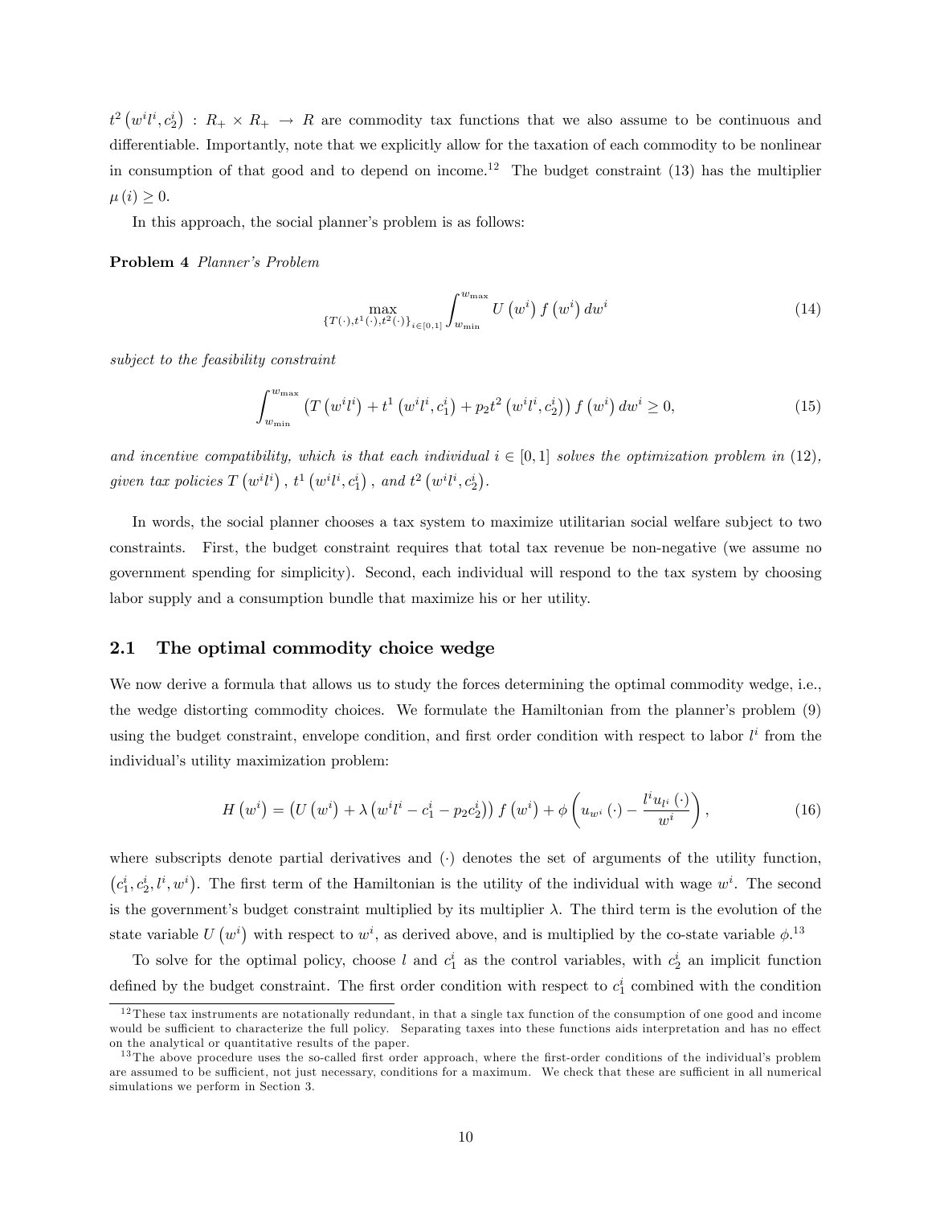$t^2\left(w^i l^i, c_2^i\right) : R_+ \times R_+ \rightarrow R$ are commodity tax functions that we also assume to be continuous and differentiable. Importantly, note that we explicitly allow for the taxation of each commodity to be nonlinear in consumption of that good and to depend on income.[12] The budget constraint (13) has the multiplier $\mu(i) \geq 0$.

In this approach, the social planner's problem is as follows:

**Problem 4** *Planner's Problem*

$$\max_{\{T(\cdot),t^1(\cdot),t^2(\cdot)\}_{i\in[0,1]}} \int_{w_{\min}}^{w_{\max}} U\left(w^i\right) f\left(w^i\right) dw^i \tag{14}$$

*subject to the feasibility constraint*

$$\int_{w_{\min}}^{w_{\max}} \left(T\left(w^i l^i\right) + t^1\left(w^i l^i, c_1^i\right) + p_2 t^2\left(w^i l^i, c_2^i\right)\right) f\left(w^i\right) dw^i \geq 0, \tag{15}$$

*and incentive compatibility, which is that each individual $i \in [0,1]$ solves the optimization problem in (12), given tax policies $T\left(w^i l^i\right)$, $t^1\left(w^i l^i, c_1^i\right)$, and $t^2\left(w^i l^i, c_2^i\right)$.*

In words, the social planner chooses a tax system to maximize utilitarian social welfare subject to two constraints. First, the budget constraint requires that total tax revenue be non-negative (we assume no government spending for simplicity). Second, each individual will respond to the tax system by choosing labor supply and a consumption bundle that maximize his or her utility.

## 2.1 The optimal commodity choice wedge

We now derive a formula that allows us to study the forces determining the optimal commodity wedge, i.e., the wedge distorting commodity choices. We formulate the Hamiltonian from the planner's problem (9) using the budget constraint, envelope condition, and first order condition with respect to labor $l^i$ from the individual's utility maximization problem:

$$H\left(w^i\right) = \left(U\left(w^i\right) + \lambda\left(w^i l^i - c_1^i - p_2 c_2^i\right)\right) f\left(w^i\right) + \phi\left(u_{w^i}\left(\cdot\right) - \frac{l^i u_{l^i}\left(\cdot\right)}{w^i}\right), \tag{16}$$

where subscripts denote partial derivatives and $(\cdot)$ denotes the set of arguments of the utility function, $\left(c_1^i, c_2^i, l^i, w^i\right)$. The first term of the Hamiltonian is the utility of the individual with wage $w^i$. The second is the government's budget constraint multiplied by its multiplier $\lambda$. The third term is the evolution of the state variable $U\left(w^i\right)$ with respect to $w^i$, as derived above, and is multiplied by the co-state variable $\phi$.[13]

To solve for the optimal policy, choose $l$ and $c_1^i$ as the control variables, with $c_2^i$ an implicit function defined by the budget constraint. The first order condition with respect to $c_1^i$ combined with the condition

[12] These tax instruments are notationally redundant, in that a single tax function of the consumption of one good and income would be sufficient to characterize the full policy. Separating taxes into these functions aids interpretation and has no effect on the analytical or quantitative results of the paper.

[13] The above procedure uses the so-called first order approach, where the first-order conditions of the individual's problem are assumed to be sufficient, not just necessary, conditions for a maximum. We check that these are sufficient in all numerical simulations we perform in Section 3.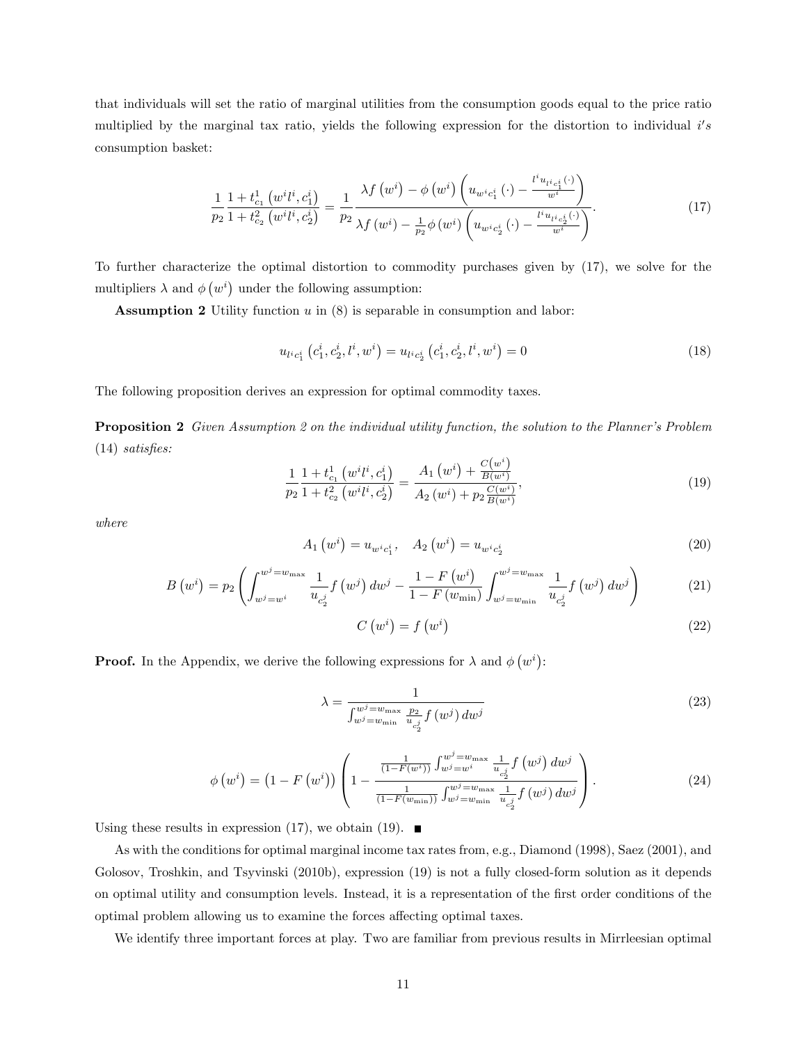that individuals will set the ratio of marginal utilities from the consumption goods equal to the price ratio multiplied by the marginal tax ratio, yields the following expression for the distortion to individual $i's$ consumption basket:

$$\frac{1}{p_2}\frac{1+t^1_{c_1}\left(w^i l^i, c^i_1\right)}{1+t^2_{c_2}\left(w^i l^i, c^i_2\right)} = \frac{1}{p_2}\frac{\lambda f\left(w^i\right) - \phi\left(w^i\right)\left(u_{w^i c^i_1}\left(\cdot\right) - \frac{l^i u_{l^i c^i_1}\left(\cdot\right)}{w^i}\right)}{\lambda f\left(w^i\right) - \frac{1}{p_2}\phi\left(w^i\right)\left(u_{w^i c^i_2}\left(\cdot\right) - \frac{l^i u_{l^i c^i_2}\left(\cdot\right)}{w^i}\right)}. \tag{17}$$

To further characterize the optimal distortion to commodity purchases given by (17), we solve for the multipliers $\lambda$ and $\phi\left(w^i\right)$ under the following assumption:

**Assumption 2** Utility function $u$ in (8) is separable in consumption and labor:

$$u_{l^i c^i_1}\left(c^i_1, c^i_2, l^i, w^i\right) = u_{l^i c^i_2}\left(c^i_1, c^i_2, l^i, w^i\right) = 0 \tag{18}$$

The following proposition derives an expression for optimal commodity taxes.

**Proposition 2** *Given Assumption 2 on the individual utility function, the solution to the Planner's Problem (14) satisfies:*

$$\frac{1}{p_2}\frac{1+t^1_{c_1}\left(w^i l^i, c^i_1\right)}{1+t^2_{c_2}\left(w^i l^i, c^i_2\right)} = \frac{A_1\left(w^i\right) + \frac{C\left(w^i\right)}{B\left(w^i\right)}}{A_2\left(w^i\right) + p_2\frac{C\left(w^i\right)}{B\left(w^i\right)}}, \tag{19}$$

*where*

$$A_1\left(w^i\right) = u_{w^i c^i_1}, \quad A_2\left(w^i\right) = u_{w^i c^i_2} \tag{20}$$

$$B\left(w^i\right) = p_2\left(\int_{w^j=w^i}^{w^j=w_{\max}} \frac{1}{u_{c^j_2}} f\left(w^j\right) dw^j - \frac{1-F\left(w^i\right)}{1-F\left(w_{\min}\right)}\int_{w^j=w_{\min}}^{w^j=w_{\max}} \frac{1}{u_{c^j_2}} f\left(w^j\right) dw^j\right) \tag{21}$$

$$C\left(w^i\right) = f\left(w^i\right) \tag{22}$$

**Proof.** In the Appendix, we derive the following expressions for $\lambda$ and $\phi\left(w^i\right)$:

$$\lambda = \frac{1}{\int_{w^j=w_{\min}}^{w^j=w_{\max}} \frac{p_2}{u_{c^j_2}} f\left(w^j\right) dw^j} \tag{23}$$

$$\phi\left(w^i\right) = \left(1-F\left(w^i\right)\right)\left(1 - \frac{\frac{1}{\left(1-F\left(w^i\right)\right)}\int_{w^j=w^i}^{w^j=w_{\max}} \frac{1}{u_{c^j_2}} f\left(w^j\right) dw^j}{\frac{1}{\left(1-F\left(w_{\min}\right)\right)}\int_{w^j=w_{\min}}^{w^j=w_{\max}} \frac{1}{u_{c^j_2}} f\left(w^j\right) dw^j}\right). \tag{24}$$

Using these results in expression (17), we obtain (19). ■

As with the conditions for optimal marginal income tax rates from, e.g., Diamond (1998), Saez (2001), and Golosov, Troshkin, and Tsyvinski (2010b), expression (19) is not a fully closed-form solution as it depends on optimal utility and consumption levels. Instead, it is a representation of the first order conditions of the optimal problem allowing us to examine the forces affecting optimal taxes.

We identify three important forces at play. Two are familiar from previous results in Mirrleesian optimal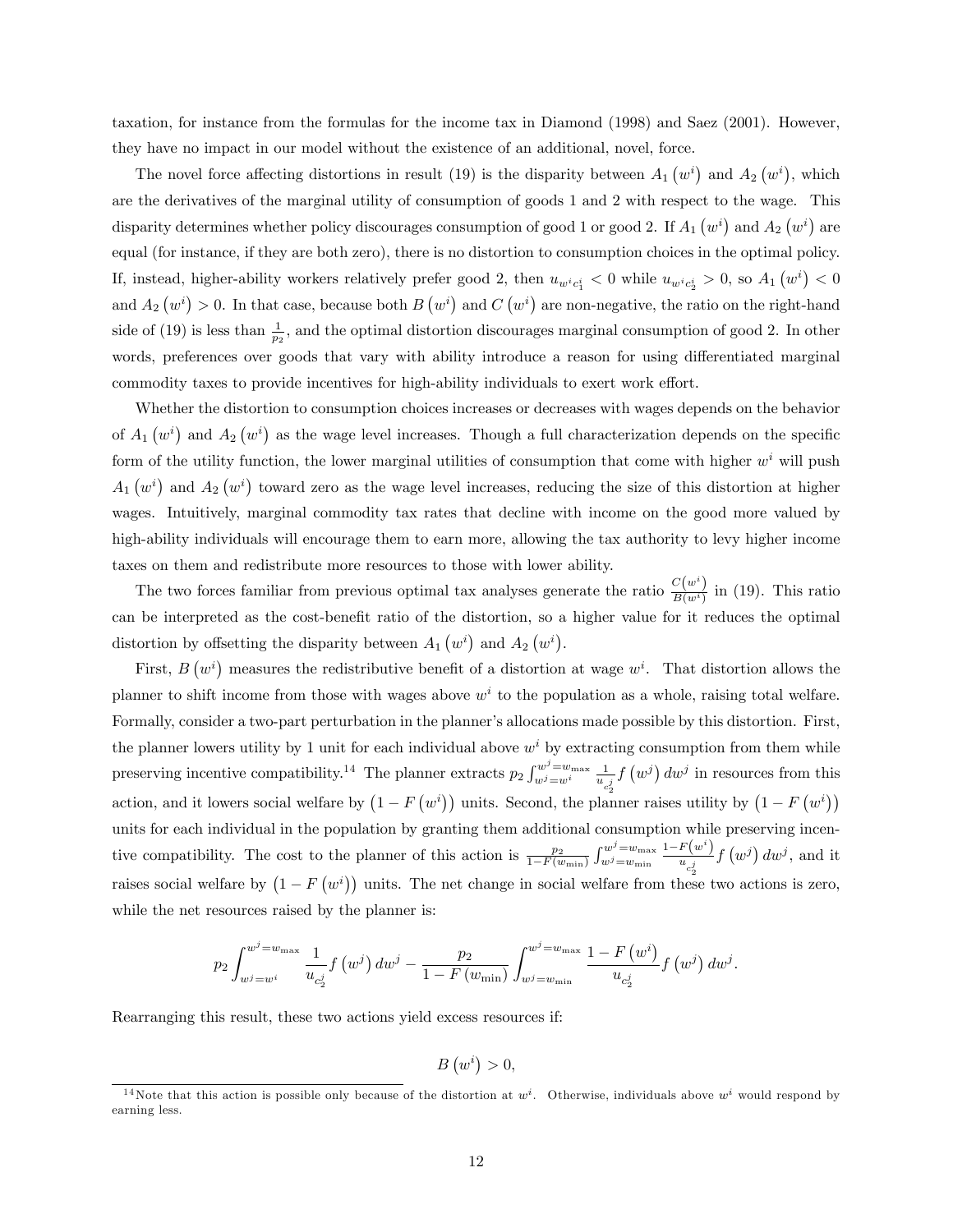taxation, for instance from the formulas for the income tax in Diamond (1998) and Saez (2001). However, they have no impact in our model without the existence of an additional, novel, force.

The novel force affecting distortions in result (19) is the disparity between $A_1(w^i)$ and $A_2(w^i)$, which are the derivatives of the marginal utility of consumption of goods 1 and 2 with respect to the wage. This disparity determines whether policy discourages consumption of good 1 or good 2. If $A_1(w^i)$ and $A_2(w^i)$ are equal (for instance, if they are both zero), there is no distortion to consumption choices in the optimal policy. If, instead, higher-ability workers relatively prefer good 2, then $u_{w^i c_1^i} < 0$ while $u_{w^i c_2^i} > 0$, so $A_1(w^i) < 0$ and $A_2(w^i) > 0$. In that case, because both $B(w^i)$ and $C(w^i)$ are non-negative, the ratio on the right-hand side of (19) is less than $\frac{1}{p_2}$, and the optimal distortion discourages marginal consumption of good 2. In other words, preferences over goods that vary with ability introduce a reason for using differentiated marginal commodity taxes to provide incentives for high-ability individuals to exert work effort.

Whether the distortion to consumption choices increases or decreases with wages depends on the behavior of $A_1(w^i)$ and $A_2(w^i)$ as the wage level increases. Though a full characterization depends on the specific form of the utility function, the lower marginal utilities of consumption that come with higher $w^i$ will push $A_1(w^i)$ and $A_2(w^i)$ toward zero as the wage level increases, reducing the size of this distortion at higher wages. Intuitively, marginal commodity tax rates that decline with income on the good more valued by high-ability individuals will encourage them to earn more, allowing the tax authority to levy higher income taxes on them and redistribute more resources to those with lower ability.

The two forces familiar from previous optimal tax analyses generate the ratio $\frac{C(w^i)}{B(w^i)}$ in (19). This ratio can be interpreted as the cost-benefit ratio of the distortion, so a higher value for it reduces the optimal distortion by offsetting the disparity between $A_1(w^i)$ and $A_2(w^i)$.

First, $B(w^i)$ measures the redistributive benefit of a distortion at wage $w^i$. That distortion allows the planner to shift income from those with wages above $w^i$ to the population as a whole, raising total welfare. Formally, consider a two-part perturbation in the planner's allocations made possible by this distortion. First, the planner lowers utility by 1 unit for each individual above $w^i$ by extracting consumption from them while preserving incentive compatibility.[14] The planner extracts $p_2 \int_{w^j=w^i}^{w^j=w_{\max}} \frac{1}{u_{c_2^j}} f(w^j)\, dw^j$ in resources from this action, and it lowers social welfare by $(1-F(w^i))$ units. Second, the planner raises utility by $(1-F(w^i))$ units for each individual in the population by granting them additional consumption while preserving incentive compatibility. The cost to the planner of this action is $\frac{p_2}{1-F(w_{\min})} \int_{w^j=w_{\min}}^{w^j=w_{\max}} \frac{1-F(w^i)}{u_{c_2^j}} f(w^j)\, dw^j$, and it raises social welfare by $(1-F(w^i))$ units. The net change in social welfare from these two actions is zero, while the net resources raised by the planner is:

$$p_2 \int_{w^j=w^i}^{w^j=w_{\max}} \frac{1}{u_{c_2^j}} f(w^j)\, dw^j - \frac{p_2}{1-F(w_{\min})} \int_{w^j=w_{\min}}^{w^j=w_{\max}} \frac{1-F(w^i)}{u_{c_2^j}} f(w^j)\, dw^j.$$

Rearranging this result, these two actions yield excess resources if:

$$B(w^i) > 0,$$

[14] Note that this action is possible only because of the distortion at $w^i$. Otherwise, individuals above $w^i$ would respond by earning less.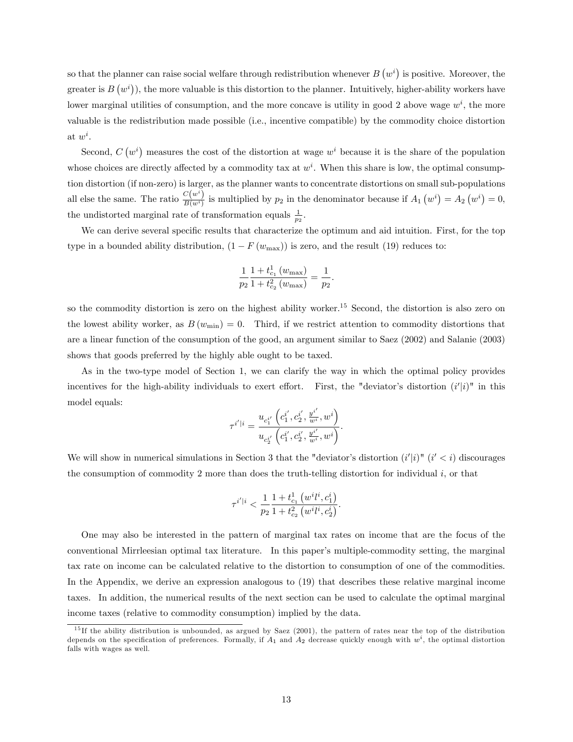so that the planner can raise social welfare through redistribution whenever $B\left(w^{i}\right)$ is positive. Moreover, the greater is $B\left(w^{i}\right)$), the more valuable is this distortion to the planner. Intuitively, higher-ability workers have lower marginal utilities of consumption, and the more concave is utility in good 2 above wage $w^{i}$, the more valuable is the redistribution made possible (i.e., incentive compatible) by the commodity choice distortion at $w^{i}$.

Second, $C\left(w^{i}\right)$ measures the cost of the distortion at wage $w^{i}$ because it is the share of the population whose choices are directly affected by a commodity tax at $w^{i}$. When this share is low, the optimal consumption distortion (if non-zero) is larger, as the planner wants to concentrate distortions on small sub-populations all else the same. The ratio $\frac{C\left(w^{i}\right)}{B\left(w^{i}\right)}$ is multiplied by $p_2$ in the denominator because if $A_1\left(w^{i}\right) = A_2\left(w^{i}\right) = 0$, the undistorted marginal rate of transformation equals $\frac{1}{p_2}$.

We can derive several specific results that characterize the optimum and aid intuition. First, for the top type in a bounded ability distribution, $\left(1 - F\left(w_{\max}\right)\right)$ is zero, and the result (19) reduces to:

$$\frac{1}{p_2}\frac{1 + t_{c_1}^{1}\left(w_{\max}\right)}{1 + t_{c_2}^{2}\left(w_{\max}\right)} = \frac{1}{p_2}.$$

so the commodity distortion is zero on the highest ability worker.[15] Second, the distortion is also zero on the lowest ability worker, as $B\left(w_{\min}\right) = 0$. Third, if we restrict attention to commodity distortions that are a linear function of the consumption of the good, an argument similar to Saez (2002) and Salanie (2003) shows that goods preferred by the highly able ought to be taxed.

As in the two-type model of Section 1, we can clarify the way in which the optimal policy provides incentives for the high-ability individuals to exert effort. First, the "deviator's distortion $(i'|i)$" in this model equals:

$$\tau^{i'|i} = \frac{u_{c_1^{i'}}\left(c_1^{i'}, c_2^{i'}, \frac{y^{i'}}{w^{i}}, w^{i}\right)}{u_{c_2^{i'}}\left(c_1^{i'}, c_2^{i'}, \frac{y^{i'}}{w^{i}}, w^{i}\right)}.$$

We will show in numerical simulations in Section 3 that the "deviator's distortion $(i'|i)$" $(i' < i)$ discourages the consumption of commodity 2 more than does the truth-telling distortion for individual $i$, or that

$$\tau^{i'|i} < \frac{1}{p_2}\frac{1 + t_{c_1}^{1}\left(w^{i}l^{i}, c_1^{i}\right)}{1 + t_{c_2}^{2}\left(w^{i}l^{i}, c_2^{i}\right)}.$$

One may also be interested in the pattern of marginal tax rates on income that are the focus of the conventional Mirrleesian optimal tax literature. In this paper's multiple-commodity setting, the marginal tax rate on income can be calculated relative to the distortion to consumption of one of the commodities. In the Appendix, we derive an expression analogous to (19) that describes these relative marginal income taxes. In addition, the numerical results of the next section can be used to calculate the optimal marginal income taxes (relative to commodity consumption) implied by the data.

[15] If the ability distribution is unbounded, as argued by Saez (2001), the pattern of rates near the top of the distribution depends on the specification of preferences. Formally, if $A_1$ and $A_2$ decrease quickly enough with $w^{i}$, the optimal distortion falls with wages as well.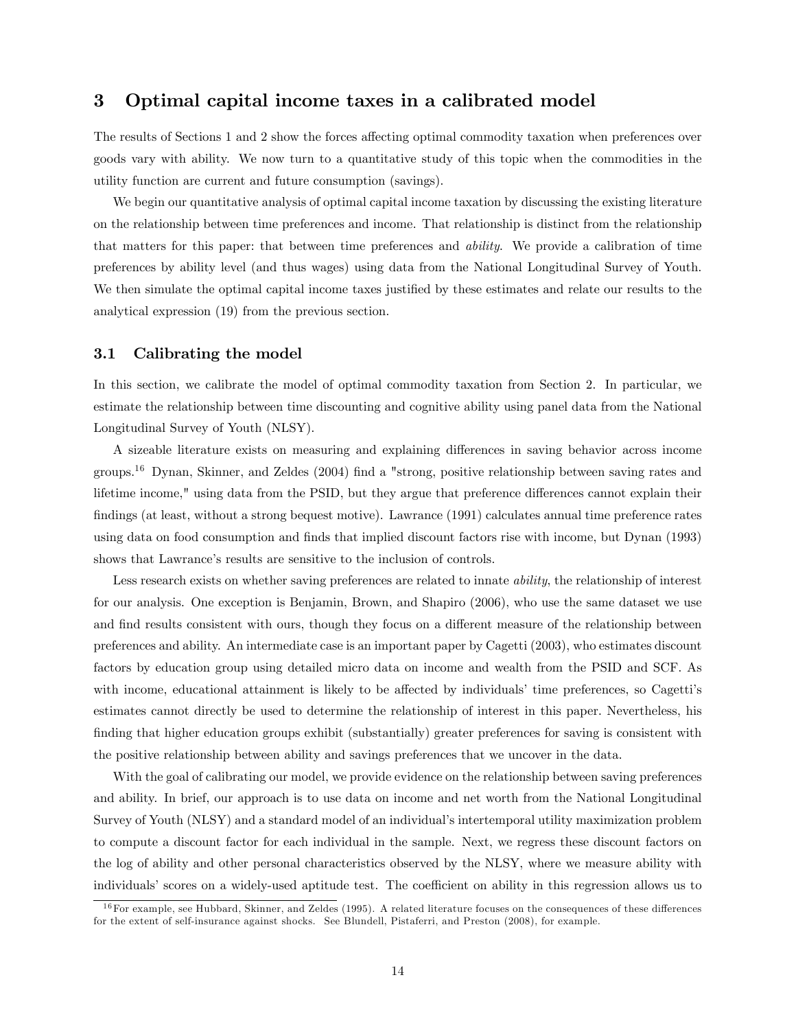## 3 Optimal capital income taxes in a calibrated model

The results of Sections 1 and 2 show the forces affecting optimal commodity taxation when preferences over goods vary with ability. We now turn to a quantitative study of this topic when the commodities in the utility function are current and future consumption (savings).

We begin our quantitative analysis of optimal capital income taxation by discussing the existing literature on the relationship between time preferences and income. That relationship is distinct from the relationship that matters for this paper: that between time preferences and *ability*. We provide a calibration of time preferences by ability level (and thus wages) using data from the National Longitudinal Survey of Youth. We then simulate the optimal capital income taxes justified by these estimates and relate our results to the analytical expression (19) from the previous section.

### 3.1 Calibrating the model

In this section, we calibrate the model of optimal commodity taxation from Section 2. In particular, we estimate the relationship between time discounting and cognitive ability using panel data from the National Longitudinal Survey of Youth (NLSY).

A sizeable literature exists on measuring and explaining differences in saving behavior across income groups.[16] Dynan, Skinner, and Zeldes (2004) find a "strong, positive relationship between saving rates and lifetime income," using data from the PSID, but they argue that preference differences cannot explain their findings (at least, without a strong bequest motive). Lawrance (1991) calculates annual time preference rates using data on food consumption and finds that implied discount factors rise with income, but Dynan (1993) shows that Lawrance's results are sensitive to the inclusion of controls.

Less research exists on whether saving preferences are related to innate *ability*, the relationship of interest for our analysis. One exception is Benjamin, Brown, and Shapiro (2006), who use the same dataset we use and find results consistent with ours, though they focus on a different measure of the relationship between preferences and ability. An intermediate case is an important paper by Cagetti (2003), who estimates discount factors by education group using detailed micro data on income and wealth from the PSID and SCF. As with income, educational attainment is likely to be affected by individuals' time preferences, so Cagetti's estimates cannot directly be used to determine the relationship of interest in this paper. Nevertheless, his finding that higher education groups exhibit (substantially) greater preferences for saving is consistent with the positive relationship between ability and savings preferences that we uncover in the data.

With the goal of calibrating our model, we provide evidence on the relationship between saving preferences and ability. In brief, our approach is to use data on income and net worth from the National Longitudinal Survey of Youth (NLSY) and a standard model of an individual's intertemporal utility maximization problem to compute a discount factor for each individual in the sample. Next, we regress these discount factors on the log of ability and other personal characteristics observed by the NLSY, where we measure ability with individuals' scores on a widely-used aptitude test. The coefficient on ability in this regression allows us to

[16] For example, see Hubbard, Skinner, and Zeldes (1995). A related literature focuses on the consequences of these differences for the extent of self-insurance against shocks. See Blundell, Pistaferri, and Preston (2008), for example.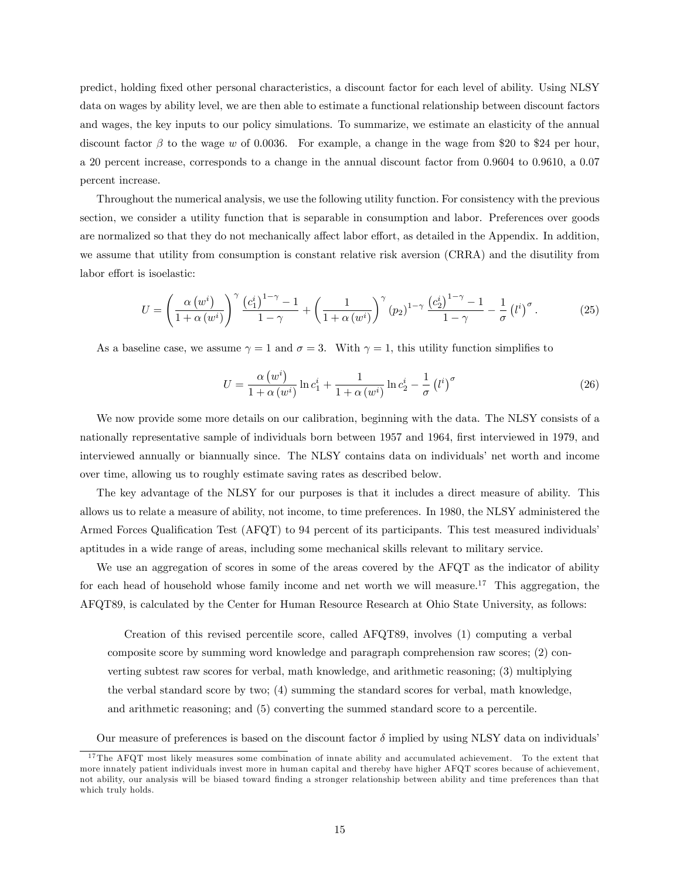predict, holding fixed other personal characteristics, a discount factor for each level of ability. Using NLSY data on wages by ability level, we are then able to estimate a functional relationship between discount factors and wages, the key inputs to our policy simulations. To summarize, we estimate an elasticity of the annual discount factor $\beta$ to the wage $w$ of 0.0036. For example, a change in the wage from \$20 to \$24 per hour, a 20 percent increase, corresponds to a change in the annual discount factor from 0.9604 to 0.9610, a 0.07 percent increase.

Throughout the numerical analysis, we use the following utility function. For consistency with the previous section, we consider a utility function that is separable in consumption and labor. Preferences over goods are normalized so that they do not mechanically affect labor effort, as detailed in the Appendix. In addition, we assume that utility from consumption is constant relative risk aversion (CRRA) and the disutility from labor effort is isoelastic:

$$U = \left(\frac{\alpha\left(w^i\right)}{1+\alpha\left(w^i\right)}\right)^{\gamma} \frac{\left(c_1^i\right)^{1-\gamma}-1}{1-\gamma} + \left(\frac{1}{1+\alpha\left(w^i\right)}\right)^{\gamma} \left(p_2\right)^{1-\gamma} \frac{\left(c_2^i\right)^{1-\gamma}-1}{1-\gamma} - \frac{1}{\sigma}\left(l^i\right)^{\sigma}. \tag{25}$$

As a baseline case, we assume $\gamma = 1$ and $\sigma = 3$. With $\gamma = 1$, this utility function simplifies to

$$U = \frac{\alpha\left(w^i\right)}{1+\alpha\left(w^i\right)} \ln c_1^i + \frac{1}{1+\alpha\left(w^i\right)} \ln c_2^i - \frac{1}{\sigma}\left(l^i\right)^{\sigma} \tag{26}$$

We now provide some more details on our calibration, beginning with the data. The NLSY consists of a nationally representative sample of individuals born between 1957 and 1964, first interviewed in 1979, and interviewed annually or biannually since. The NLSY contains data on individuals' net worth and income over time, allowing us to roughly estimate saving rates as described below.

The key advantage of the NLSY for our purposes is that it includes a direct measure of ability. This allows us to relate a measure of ability, not income, to time preferences. In 1980, the NLSY administered the Armed Forces Qualification Test (AFQT) to 94 percent of its participants. This test measured individuals' aptitudes in a wide range of areas, including some mechanical skills relevant to military service.

We use an aggregation of scores in some of the areas covered by the AFQT as the indicator of ability for each head of household whose family income and net worth we will measure.[17] This aggregation, the AFQT89, is calculated by the Center for Human Resource Research at Ohio State University, as follows:

> Creation of this revised percentile score, called AFQT89, involves (1) computing a verbal composite score by summing word knowledge and paragraph comprehension raw scores; (2) converting subtest raw scores for verbal, math knowledge, and arithmetic reasoning; (3) multiplying the verbal standard score by two; (4) summing the standard scores for verbal, math knowledge, and arithmetic reasoning; and (5) converting the summed standard score to a percentile.

Our measure of preferences is based on the discount factor $\delta$ implied by using NLSY data on individuals'

[17] The AFQT most likely measures some combination of innate ability and accumulated achievement. To the extent that more innately patient individuals invest more in human capital and thereby have higher AFQT scores because of achievement, not ability, our analysis will be biased toward finding a stronger relationship between ability and time preferences than that which truly holds.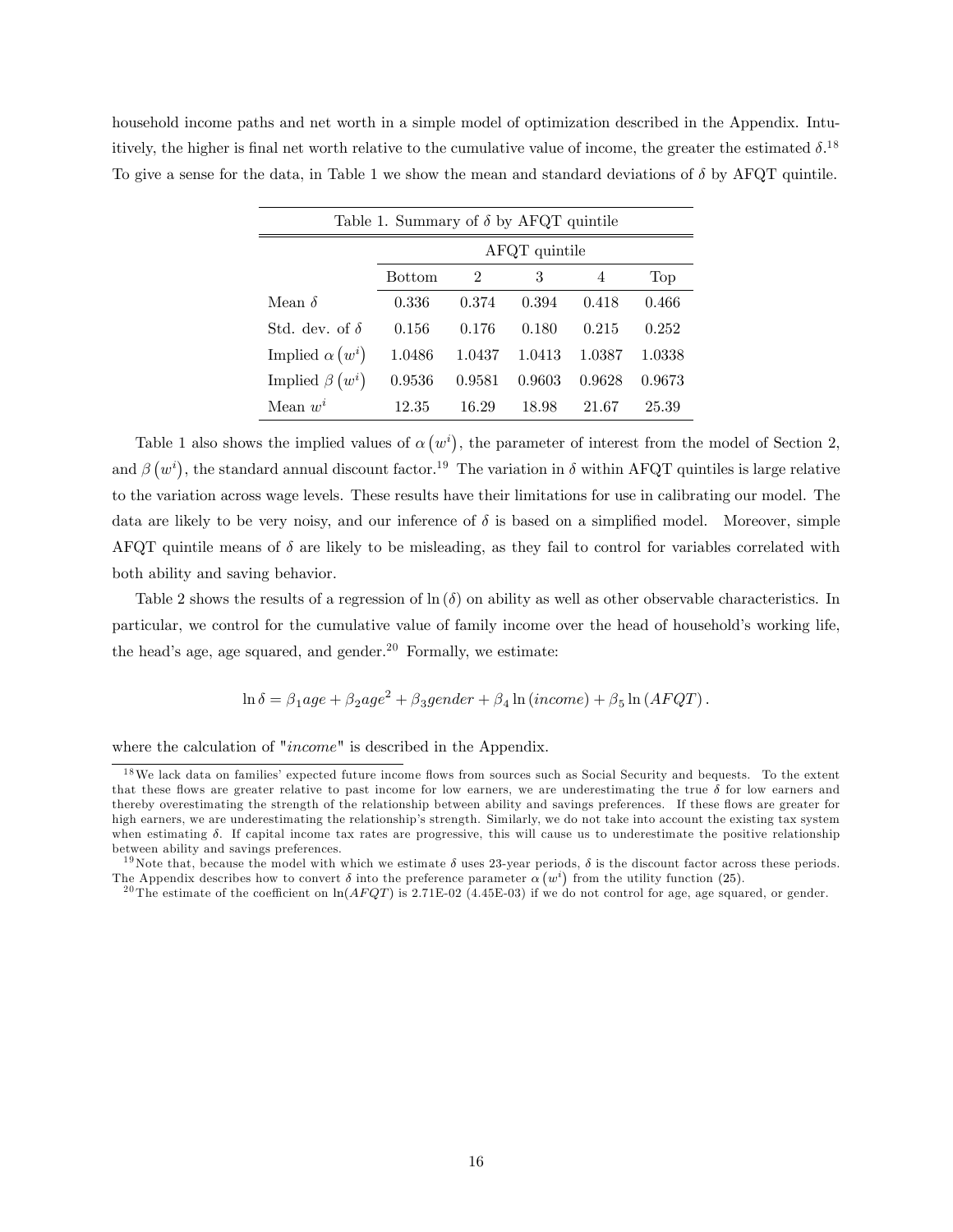household income paths and net worth in a simple model of optimization described in the Appendix. Intuitively, the higher is final net worth relative to the cumulative value of income, the greater the estimated $\delta$.[18] To give a sense for the data, in Table 1 we show the mean and standard deviations of $\delta$ by AFQT quintile.

Table 1. Summary of $\delta$ by AFQT quintile

| | AFQT quintile | | | | |
|---|---|---|---|---|---|
| | Bottom | 2 | 3 | 4 | Top |
| Mean $\delta$ | 0.336 | 0.374 | 0.394 | 0.418 | 0.466 |
| Std. dev. of $\delta$ | 0.156 | 0.176 | 0.180 | 0.215 | 0.252 |
| Implied $\alpha\left(w^i\right)$ | 1.0486 | 1.0437 | 1.0413 | 1.0387 | 1.0338 |
| Implied $\beta\left(w^i\right)$ | 0.9536 | 0.9581 | 0.9603 | 0.9628 | 0.9673 |
| Mean $w^i$ | 12.35 | 16.29 | 18.98 | 21.67 | 25.39 |

Table 1 also shows the implied values of $\alpha\left(w^i\right)$, the parameter of interest from the model of Section 2, and $\beta\left(w^i\right)$, the standard annual discount factor.[19] The variation in $\delta$ within AFQT quintiles is large relative to the variation across wage levels. These results have their limitations for use in calibrating our model. The data are likely to be very noisy, and our inference of $\delta$ is based on a simplified model. Moreover, simple AFQT quintile means of $\delta$ are likely to be misleading, as they fail to control for variables correlated with both ability and saving behavior.

Table 2 shows the results of a regression of $\ln(\delta)$ on ability as well as other observable characteristics. In particular, we control for the cumulative value of family income over the head of household's working life, the head's age, age squared, and gender.[20] Formally, we estimate:

$$\ln \delta = \beta_1 age + \beta_2 age^2 + \beta_3 gender + \beta_4 \ln(income) + \beta_5 \ln(AFQT).$$

where the calculation of "*income*" is described in the Appendix.

[18] We lack data on families' expected future income flows from sources such as Social Security and bequests. To the extent that these flows are greater relative to past income for low earners, we are underestimating the true $\delta$ for low earners and thereby overestimating the strength of the relationship between ability and savings preferences. If these flows are greater for high earners, we are underestimating the relationship's strength. Similarly, we do not take into account the existing tax system when estimating $\delta$. If capital income tax rates are progressive, this will cause us to underestimate the positive relationship between ability and savings preferences.

[19] Note that, because the model with which we estimate $\delta$ uses 23-year periods, $\delta$ is the discount factor across these periods. The Appendix describes how to convert $\delta$ into the preference parameter $\alpha\left(w^i\right)$ from the utility function (25).

[20] The estimate of the coefficient on $\ln(AFQT)$ is 2.71E-02 (4.45E-03) if we do not control for age, age squared, or gender.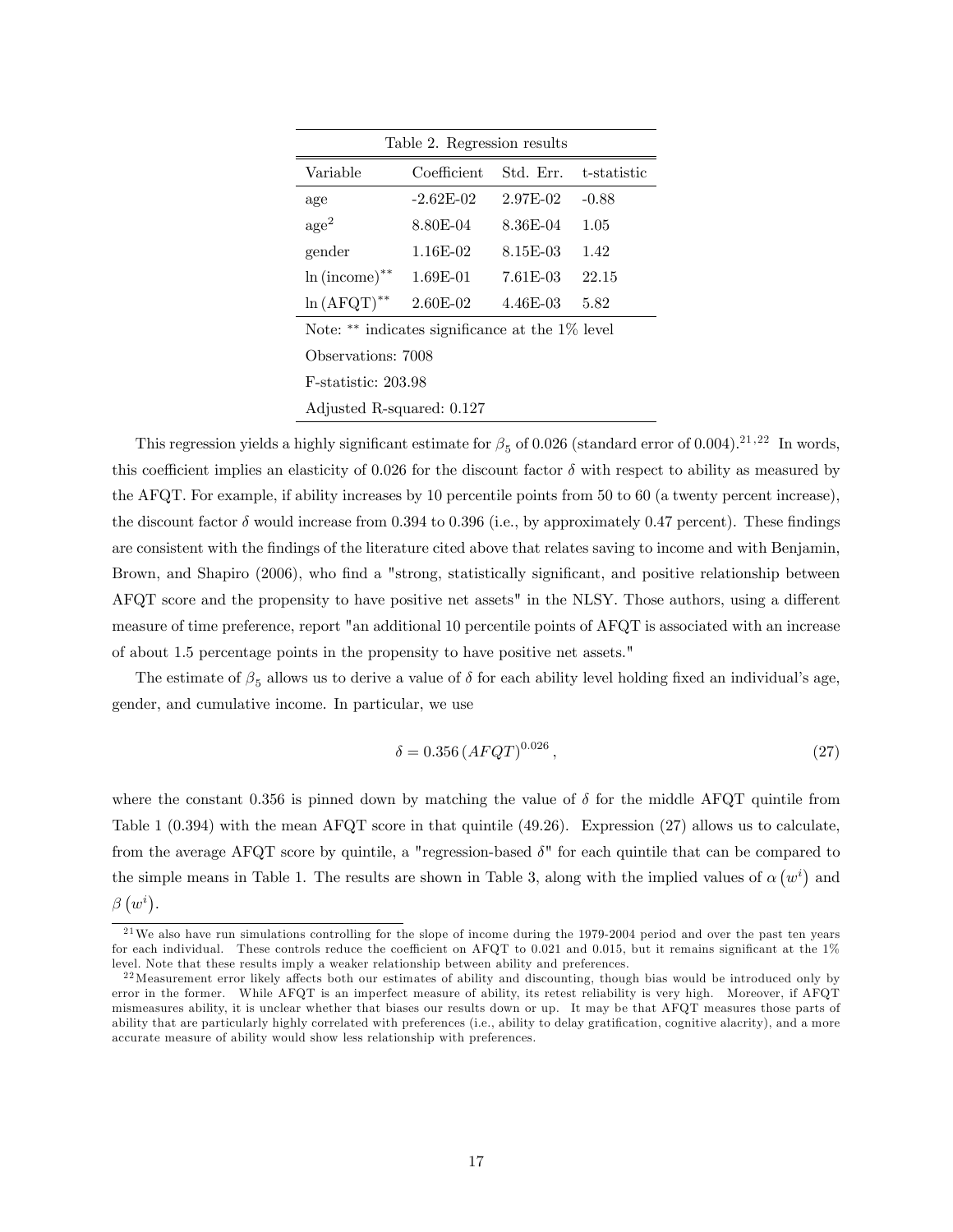Table 2. Regression results

| Variable | Coefficient | Std. Err. | t-statistic |
|---|---|---|---|
| age | -2.62E-02 | 2.97E-02 | -0.88 |
| $\text{age}^2$ | 8.80E-04 | 8.36E-04 | 1.05 |
| gender | 1.16E-02 | 8.15E-03 | 1.42 |
| $\ln(\text{income})^{**}$ | 1.69E-01 | 7.61E-03 | 22.15 |
| $\ln(\text{AFQT})^{**}$ | 2.60E-02 | 4.46E-03 | 5.82 |

Note: ** indicates significance at the 1% level

Observations: 7008

F-statistic: 203.98

Adjusted R-squared: 0.127

This regression yields a highly significant estimate for $\beta_5$ of 0.026 (standard error of 0.004).[21,22] In words, this coefficient implies an elasticity of 0.026 for the discount factor $\delta$ with respect to ability as measured by the AFQT. For example, if ability increases by 10 percentile points from 50 to 60 (a twenty percent increase), the discount factor $\delta$ would increase from 0.394 to 0.396 (i.e., by approximately 0.47 percent). These findings are consistent with the findings of the literature cited above that relates saving to income and with Benjamin, Brown, and Shapiro (2006), who find a "strong, statistically significant, and positive relationship between AFQT score and the propensity to have positive net assets" in the NLSY. Those authors, using a different measure of time preference, report "an additional 10 percentile points of AFQT is associated with an increase of about 1.5 percentage points in the propensity to have positive net assets."

The estimate of $\beta_5$ allows us to derive a value of $\delta$ for each ability level holding fixed an individual's age, gender, and cumulative income. In particular, we use

$$\delta = 0.356\,(AFQT)^{0.026}, \tag{27}$$

where the constant 0.356 is pinned down by matching the value of $\delta$ for the middle AFQT quintile from Table 1 (0.394) with the mean AFQT score in that quintile (49.26). Expression (27) allows us to calculate, from the average AFQT score by quintile, a "regression-based $\delta$" for each quintile that can be compared to the simple means in Table 1. The results are shown in Table 3, along with the implied values of $\alpha\left(w^i\right)$ and $\beta\left(w^i\right)$.

[21] We also have run simulations controlling for the slope of income during the 1979-2004 period and over the past ten years for each individual. These controls reduce the coefficient on AFQT to 0.021 and 0.015, but it remains significant at the 1% level. Note that these results imply a weaker relationship between ability and preferences.

[22] Measurement error likely affects both our estimates of ability and discounting, though bias would be introduced only by error in the former. While AFQT is an imperfect measure of ability, its retest reliability is very high. Moreover, if AFQT mismeasures ability, it is unclear whether that biases our results down or up. It may be that AFQT measures those parts of ability that are particularly highly correlated with preferences (i.e., ability to delay gratification, cognitive alacrity), and a more accurate measure of ability would show less relationship with preferences.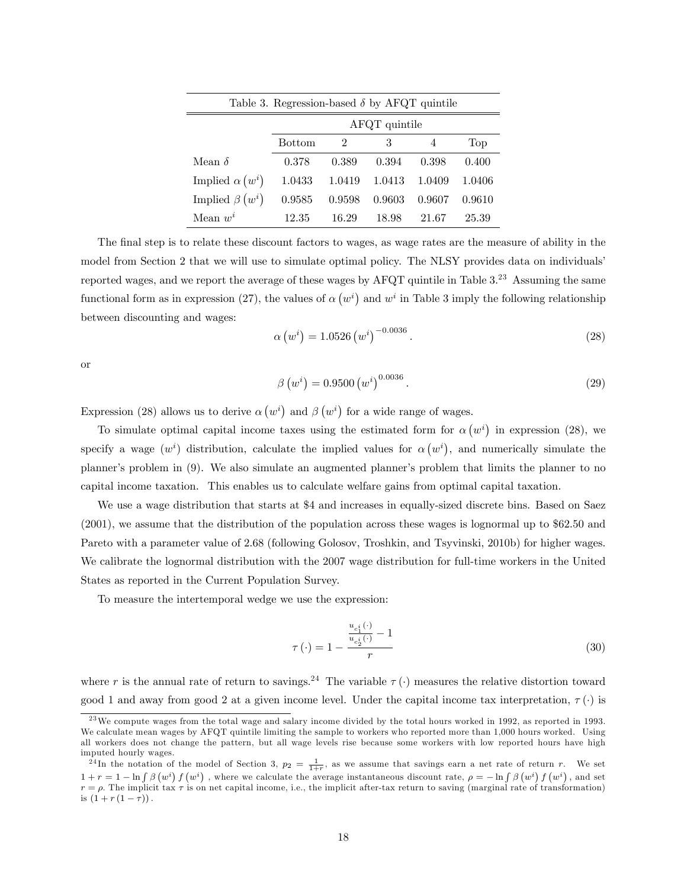Table 3. Regression-based $\delta$ by AFQT quintile

| | AFQT quintile | | | | |
|---|---|---|---|---|---|
| | Bottom | 2 | 3 | 4 | Top |
| Mean $\delta$ | 0.378 | 0.389 | 0.394 | 0.398 | 0.400 |
| Implied $\alpha(w^i)$ | 1.0433 | 1.0419 | 1.0413 | 1.0409 | 1.0406 |
| Implied $\beta(w^i)$ | 0.9585 | 0.9598 | 0.9603 | 0.9607 | 0.9610 |
| Mean $w^i$ | 12.35 | 16.29 | 18.98 | 21.67 | 25.39 |

The final step is to relate these discount factors to wages, as wage rates are the measure of ability in the model from Section 2 that we will use to simulate optimal policy. The NLSY provides data on individuals' reported wages, and we report the average of these wages by AFQT quintile in Table 3.[23] Assuming the same functional form as in expression (27), the values of $\alpha(w^i)$ and $w^i$ in Table 3 imply the following relationship between discounting and wages:

$$\alpha(w^i) = 1.0526 (w^i)^{-0.0036}. \tag{28}$$

or

$$\beta(w^i) = 0.9500 (w^i)^{0.0036}. \tag{29}$$

Expression (28) allows us to derive $\alpha(w^i)$ and $\beta(w^i)$ for a wide range of wages.

To simulate optimal capital income taxes using the estimated form for $\alpha(w^i)$ in expression (28), we specify a wage ($w^i$) distribution, calculate the implied values for $\alpha(w^i)$, and numerically simulate the planner's problem in (9). We also simulate an augmented planner's problem that limits the planner to no capital income taxation. This enables us to calculate welfare gains from optimal capital taxation.

We use a wage distribution that starts at \$4 and increases in equally-sized discrete bins. Based on Saez (2001), we assume that the distribution of the population across these wages is lognormal up to \$62.50 and Pareto with a parameter value of 2.68 (following Golosov, Troshkin, and Tsyvinski, 2010b) for higher wages. We calibrate the lognormal distribution with the 2007 wage distribution for full-time workers in the United States as reported in the Current Population Survey.

To measure the intertemporal wedge we use the expression:

$$\tau(\cdot) = 1 - \frac{\frac{u_{c_1^i}(\cdot)}{u_{c_2^i}(\cdot)} - 1}{r} \tag{30}$$

where $r$ is the annual rate of return to savings.[24] The variable $\tau(\cdot)$ measures the relative distortion toward good 1 and away from good 2 at a given income level. Under the capital income tax interpretation, $\tau(\cdot)$ is

[23] We compute wages from the total wage and salary income divided by the total hours worked in 1992, as reported in 1993. We calculate mean wages by AFQT quintile limiting the sample to workers who reported more than 1,000 hours worked. Using all workers does not change the pattern, but all wage levels rise because some workers with low reported hours have high imputed hourly wages.

[24] In the notation of the model of Section 3, $p_2 = \frac{1}{1+r}$, as we assume that savings earn a net rate of return $r$. We set $1 + r = 1 - \ln \int \beta(w^i) f(w^i)$, where we calculate the average instantaneous discount rate, $\rho = -\ln \int \beta(w^i) f(w^i)$, and set $r = \rho$. The implicit tax $\tau$ is on net capital income, i.e., the implicit after-tax return to saving (marginal rate of transformation) is $(1 + r(1 - \tau))$.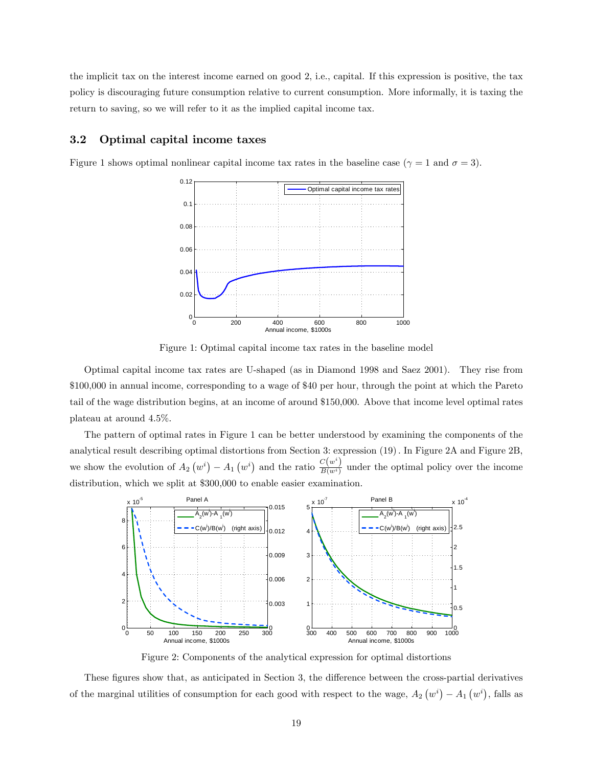the implicit tax on the interest income earned on good 2, i.e., capital. If this expression is positive, the tax policy is discouraging future consumption relative to current consumption. More informally, it is taxing the return to saving, so we will refer to it as the implied capital income tax.

### 3.2 Optimal capital income taxes

Figure 1 shows optimal nonlinear capital income tax rates in the baseline case ($\gamma = 1$ and $\sigma = 3$).

Figure 1: Optimal capital income tax rates in the baseline model

Optimal capital income tax rates are U-shaped (as in Diamond 1998 and Saez 2001). They rise from \$100,000 in annual income, corresponding to a wage of \$40 per hour, through the point at which the Pareto tail of the wage distribution begins, at an income of around \$150,000. Above that income level optimal rates plateau at around 4.5%.

The pattern of optimal rates in Figure 1 can be better understood by examining the components of the analytical result describing optimal distortions from Section 3: expression (19). In Figure 2A and Figure 2B, we show the evolution of $A_2(w^i) - A_1(w^i)$ and the ratio $\frac{C(w^i)}{B(w^i)}$ under the optimal policy over the income distribution, which we split at \$300,000 to enable easier examination.

Figure 2: Components of the analytical expression for optimal distortions

These figures show that, as anticipated in Section 3, the difference between the cross-partial derivatives of the marginal utilities of consumption for each good with respect to the wage, $A_2(w^i) - A_1(w^i)$, falls as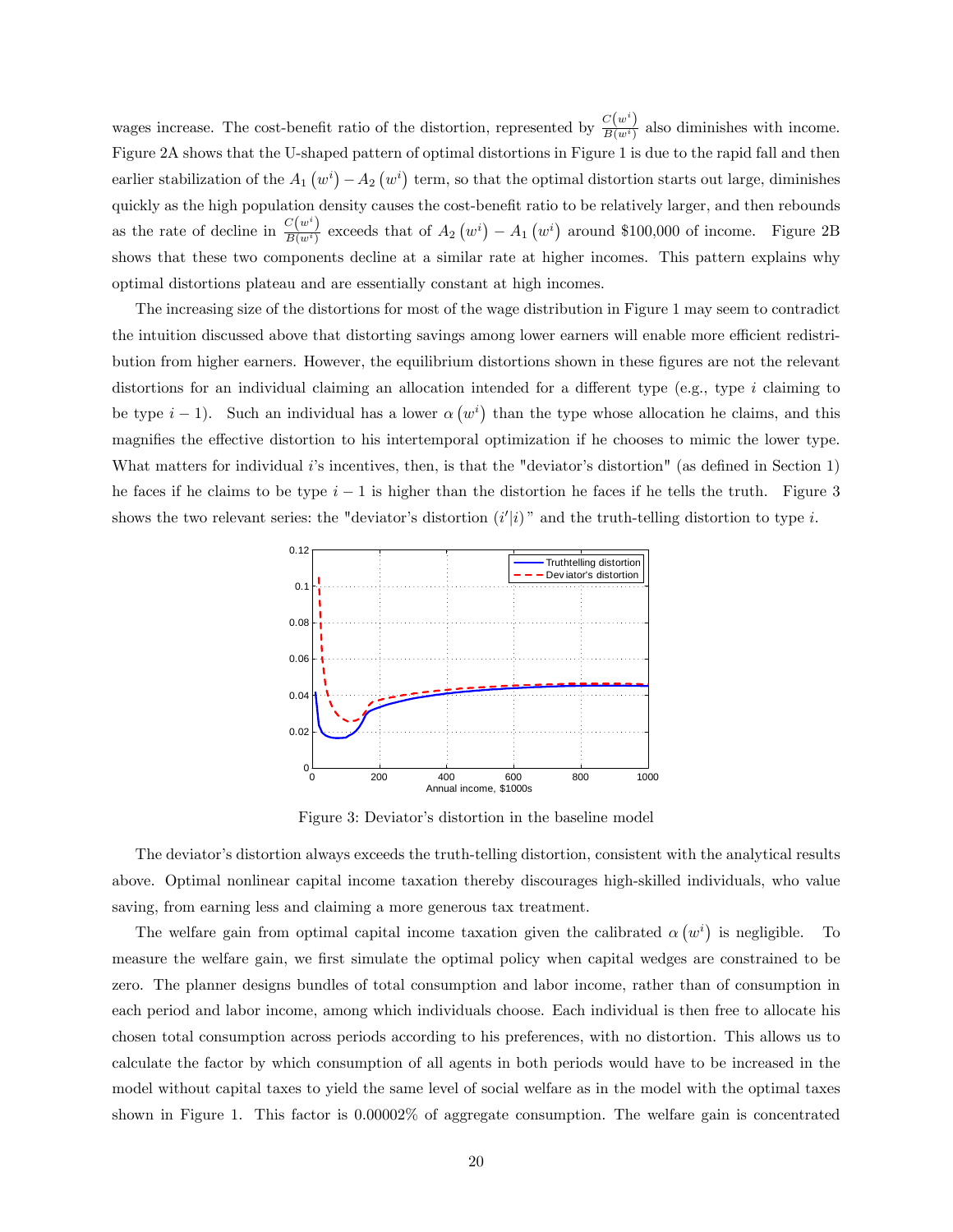wages increase. The cost-benefit ratio of the distortion, represented by $\frac{C(w^i)}{B(w^i)}$ also diminishes with income. Figure 2A shows that the U-shaped pattern of optimal distortions in Figure 1 is due to the rapid fall and then earlier stabilization of the $A_1(w^i) - A_2(w^i)$ term, so that the optimal distortion starts out large, diminishes quickly as the high population density causes the cost-benefit ratio to be relatively larger, and then rebounds as the rate of decline in $\frac{C(w^i)}{B(w^i)}$ exceeds that of $A_2(w^i) - A_1(w^i)$ around \$100,000 of income. Figure 2B shows that these two components decline at a similar rate at higher incomes. This pattern explains why optimal distortions plateau and are essentially constant at high incomes.

The increasing size of the distortions for most of the wage distribution in Figure 1 may seem to contradict the intuition discussed above that distorting savings among lower earners will enable more efficient redistribution from higher earners. However, the equilibrium distortions shown in these figures are not the relevant distortions for an individual claiming an allocation intended for a different type (e.g., type $i$ claiming to be type $i-1$). Such an individual has a lower $\alpha(w^i)$ than the type whose allocation he claims, and this magnifies the effective distortion to his intertemporal optimization if he chooses to mimic the lower type. What matters for individual $i$'s incentives, then, is that the "deviator's distortion" (as defined in Section 1) he faces if he claims to be type $i-1$ is higher than the distortion he faces if he tells the truth. Figure 3 shows the two relevant series: the "deviator's distortion $(i'|i)$" and the truth-telling distortion to type $i$.

Figure 3: Deviator's distortion in the baseline model

The deviator's distortion always exceeds the truth-telling distortion, consistent with the analytical results above. Optimal nonlinear capital income taxation thereby discourages high-skilled individuals, who value saving, from earning less and claiming a more generous tax treatment.

The welfare gain from optimal capital income taxation given the calibrated $\alpha(w^i)$ is negligible. To measure the welfare gain, we first simulate the optimal policy when capital wedges are constrained to be zero. The planner designs bundles of total consumption and labor income, rather than of consumption in each period and labor income, among which individuals choose. Each individual is then free to allocate his chosen total consumption across periods according to his preferences, with no distortion. This allows us to calculate the factor by which consumption of all agents in both periods would have to be increased in the model without capital taxes to yield the same level of social welfare as in the model with the optimal taxes shown in Figure 1. This factor is 0.00002% of aggregate consumption. The welfare gain is concentrated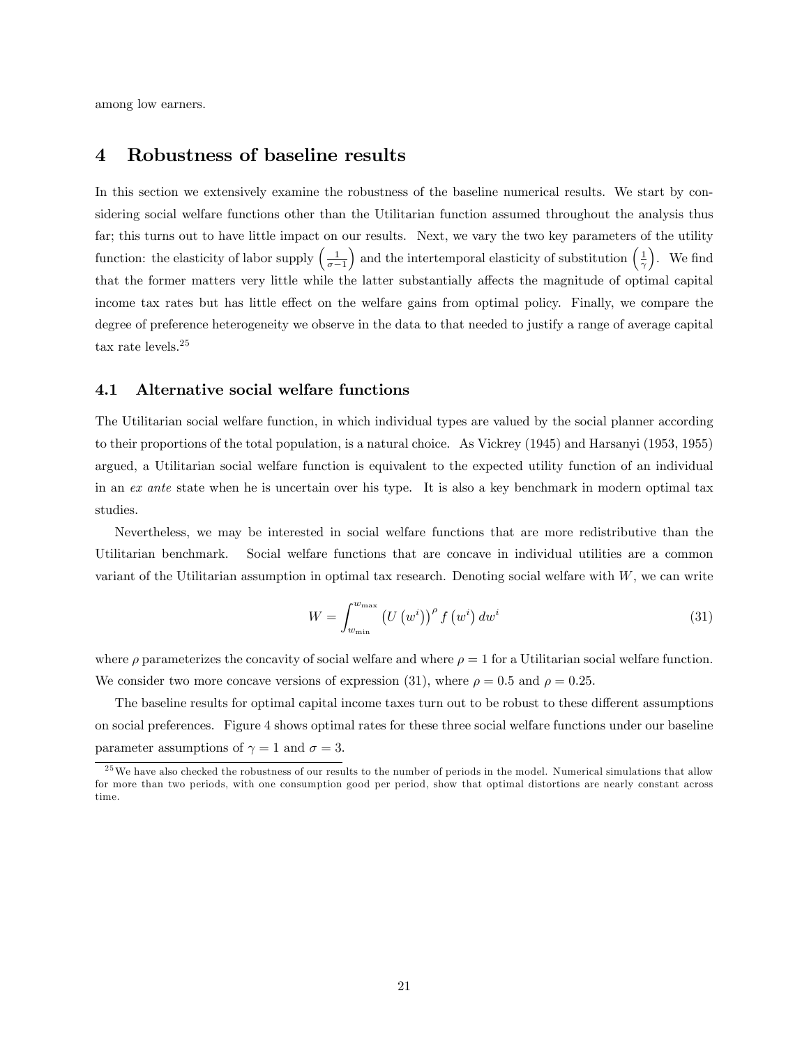among low earners.

# 4 Robustness of baseline results

In this section we extensively examine the robustness of the baseline numerical results. We start by considering social welfare functions other than the Utilitarian function assumed throughout the analysis thus far; this turns out to have little impact on our results. Next, we vary the two key parameters of the utility function: the elasticity of labor supply $\left(\frac{1}{\sigma-1}\right)$ and the intertemporal elasticity of substitution $\left(\frac{1}{\gamma}\right)$. We find that the former matters very little while the latter substantially affects the magnitude of optimal capital income tax rates but has little effect on the welfare gains from optimal policy. Finally, we compare the degree of preference heterogeneity we observe in the data to that needed to justify a range of average capital tax rate levels.[25]

## 4.1 Alternative social welfare functions

The Utilitarian social welfare function, in which individual types are valued by the social planner according to their proportions of the total population, is a natural choice. As Vickrey (1945) and Harsanyi (1953, 1955) argued, a Utilitarian social welfare function is equivalent to the expected utility function of an individual in an *ex ante* state when he is uncertain over his type. It is also a key benchmark in modern optimal tax studies.

Nevertheless, we may be interested in social welfare functions that are more redistributive than the Utilitarian benchmark. Social welfare functions that are concave in individual utilities are a common variant of the Utilitarian assumption in optimal tax research. Denoting social welfare with $W$, we can write

$$W = \int_{w_{\min}}^{w_{\max}} \left(U\left(w^i\right)\right)^{\rho} f\left(w^i\right) dw^i \tag{31}$$

where $\rho$ parameterizes the concavity of social welfare and where $\rho = 1$ for a Utilitarian social welfare function. We consider two more concave versions of expression (31), where $\rho = 0.5$ and $\rho = 0.25$.

The baseline results for optimal capital income taxes turn out to be robust to these different assumptions on social preferences. Figure 4 shows optimal rates for these three social welfare functions under our baseline parameter assumptions of $\gamma = 1$ and $\sigma = 3$.

[25] We have also checked the robustness of our results to the number of periods in the model. Numerical simulations that allow for more than two periods, with one consumption good per period, show that optimal distortions are nearly constant across time.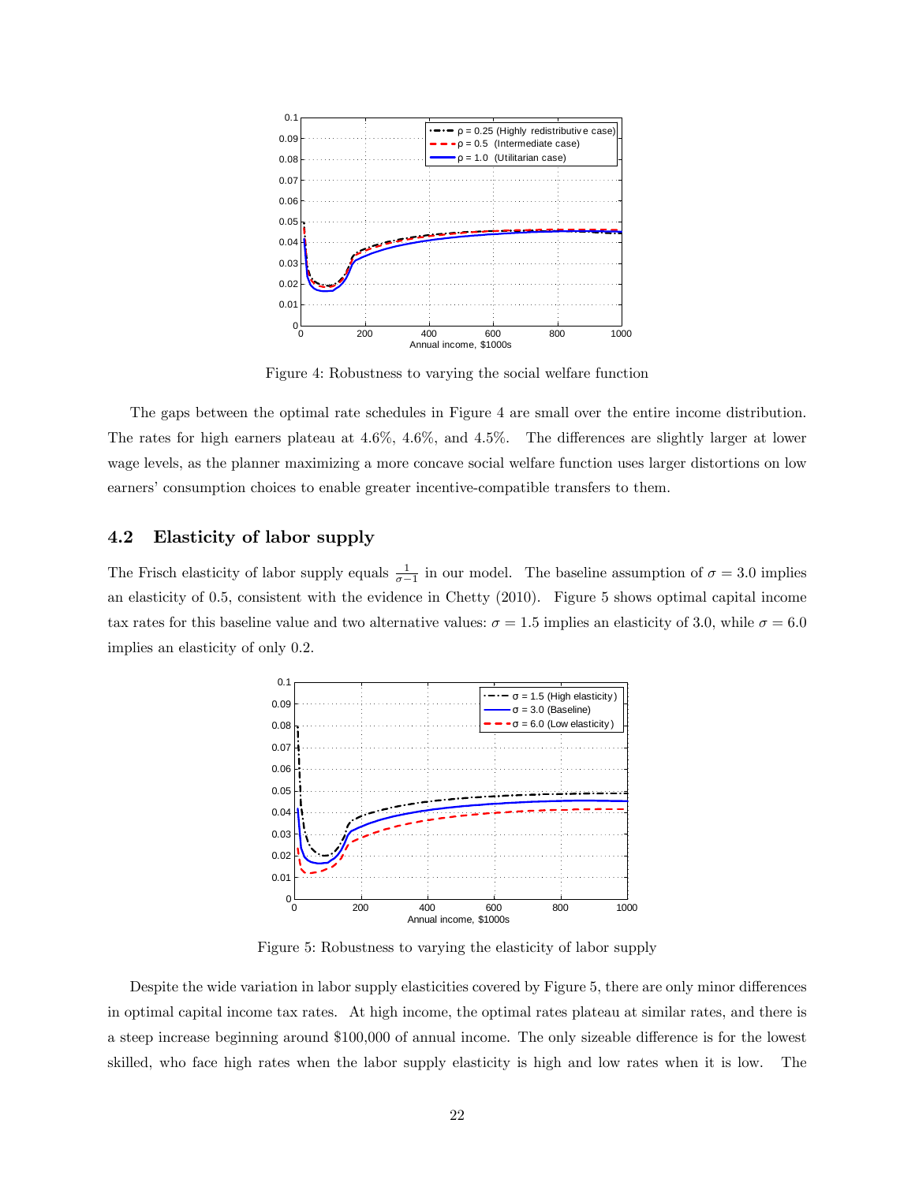Figure 4: Robustness to varying the social welfare function

The gaps between the optimal rate schedules in Figure 4 are small over the entire income distribution. The rates for high earners plateau at 4.6%, 4.6%, and 4.5%. The differences are slightly larger at lower wage levels, as the planner maximizing a more concave social welfare function uses larger distortions on low earners' consumption choices to enable greater incentive-compatible transfers to them.

## 4.2 Elasticity of labor supply

The Frisch elasticity of labor supply equals $\frac{1}{\sigma-1}$ in our model. The baseline assumption of $\sigma = 3.0$ implies an elasticity of 0.5, consistent with the evidence in Chetty (2010). Figure 5 shows optimal capital income tax rates for this baseline value and two alternative values: $\sigma = 1.5$ implies an elasticity of 3.0, while $\sigma = 6.0$ implies an elasticity of only 0.2.

Figure 5: Robustness to varying the elasticity of labor supply

Despite the wide variation in labor supply elasticities covered by Figure 5, there are only minor differences in optimal capital income tax rates. At high income, the optimal rates plateau at similar rates, and there is a steep increase beginning around \$100,000 of annual income. The only sizeable difference is for the lowest skilled, who face high rates when the labor supply elasticity is high and low rates when it is low. The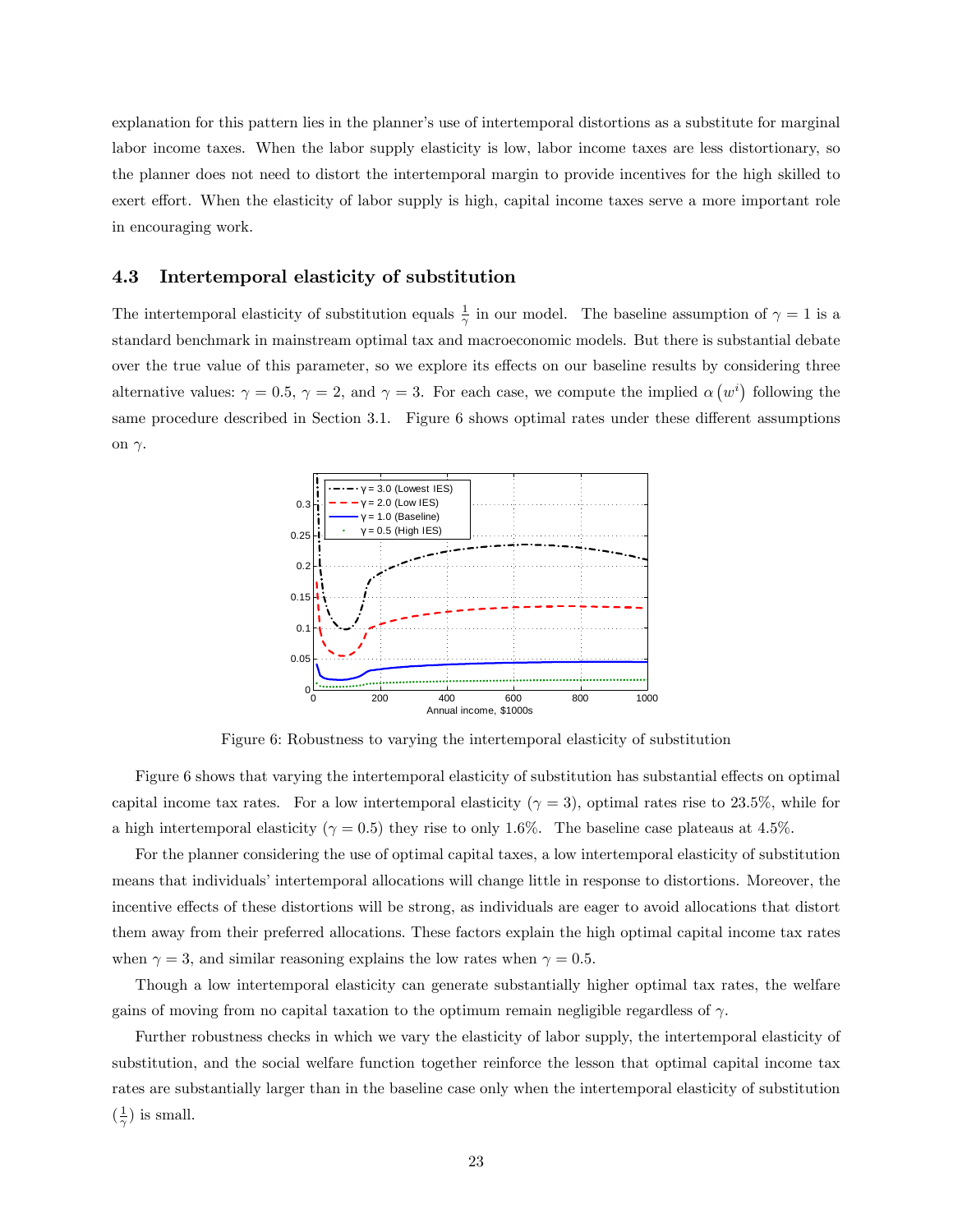explanation for this pattern lies in the planner's use of intertemporal distortions as a substitute for marginal labor income taxes. When the labor supply elasticity is low, labor income taxes are less distortionary, so the planner does not need to distort the intertemporal margin to provide incentives for the high skilled to exert effort. When the elasticity of labor supply is high, capital income taxes serve a more important role in encouraging work.

### 4.3 Intertemporal elasticity of substitution

The intertemporal elasticity of substitution equals $\frac{1}{\gamma}$ in our model. The baseline assumption of $\gamma = 1$ is a standard benchmark in mainstream optimal tax and macroeconomic models. But there is substantial debate over the true value of this parameter, so we explore its effects on our baseline results by considering three alternative values: $\gamma = 0.5$, $\gamma = 2$, and $\gamma = 3$. For each case, we compute the implied $\alpha\left(w^i\right)$ following the same procedure described in Section 3.1. Figure 6 shows optimal rates under these different assumptions on $\gamma$.

Figure 6: Robustness to varying the intertemporal elasticity of substitution

Figure 6 shows that varying the intertemporal elasticity of substitution has substantial effects on optimal capital income tax rates. For a low intertemporal elasticity ($\gamma = 3$), optimal rates rise to 23.5%, while for a high intertemporal elasticity ($\gamma = 0.5$) they rise to only 1.6%. The baseline case plateaus at 4.5%.

For the planner considering the use of optimal capital taxes, a low intertemporal elasticity of substitution means that individuals' intertemporal allocations will change little in response to distortions. Moreover, the incentive effects of these distortions will be strong, as individuals are eager to avoid allocations that distort them away from their preferred allocations. These factors explain the high optimal capital income tax rates when $\gamma = 3$, and similar reasoning explains the low rates when $\gamma = 0.5$.

Though a low intertemporal elasticity can generate substantially higher optimal tax rates, the welfare gains of moving from no capital taxation to the optimum remain negligible regardless of $\gamma$.

Further robustness checks in which we vary the elasticity of labor supply, the intertemporal elasticity of substitution, and the social welfare function together reinforce the lesson that optimal capital income tax rates are substantially larger than in the baseline case only when the intertemporal elasticity of substitution ($\frac{1}{\gamma}$) is small.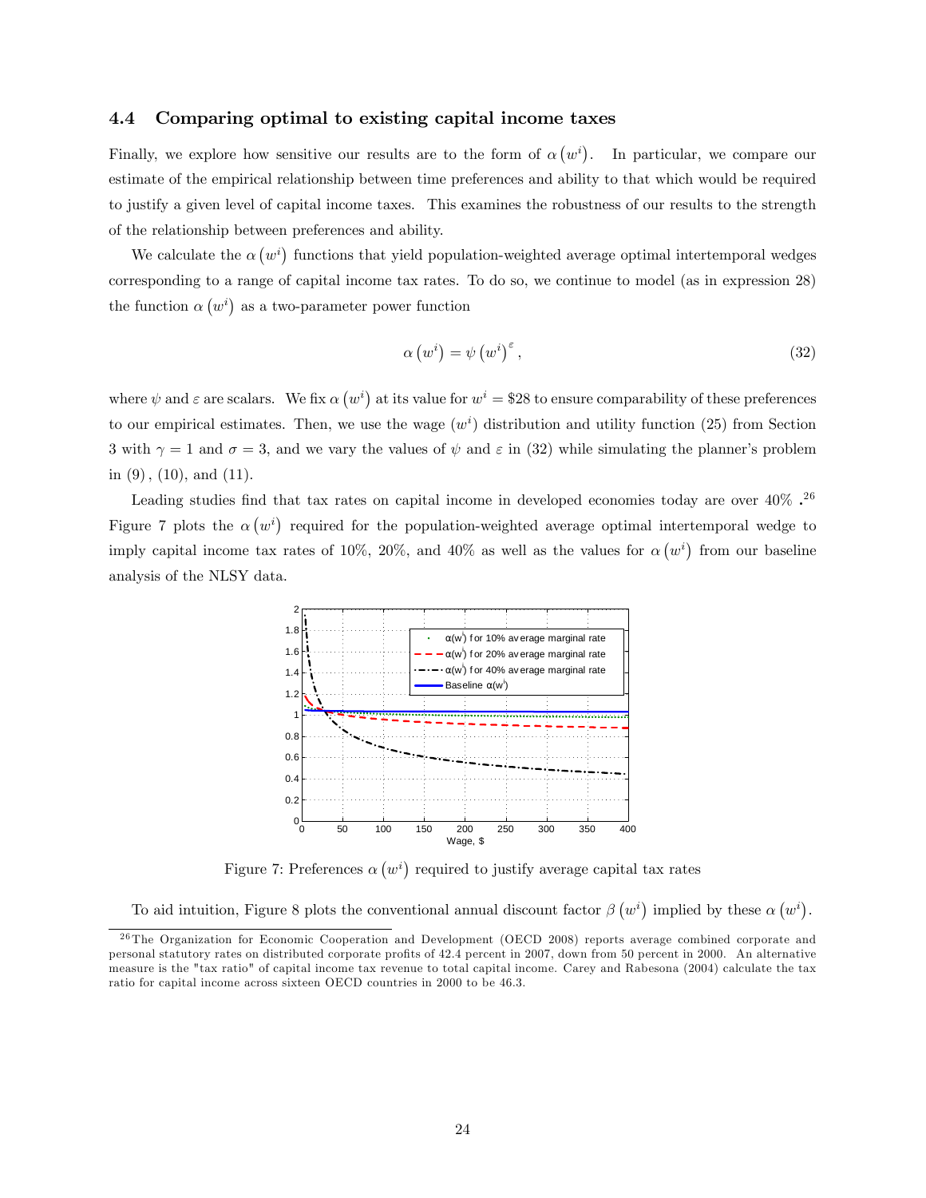### 4.4 Comparing optimal to existing capital income taxes

Finally, we explore how sensitive our results are to the form of $\alpha(w^i)$. In particular, we compare our estimate of the empirical relationship between time preferences and ability to that which would be required to justify a given level of capital income taxes. This examines the robustness of our results to the strength of the relationship between preferences and ability.

We calculate the $\alpha(w^i)$ functions that yield population-weighted average optimal intertemporal wedges corresponding to a range of capital income tax rates. To do so, we continue to model (as in expression 28) the function $\alpha(w^i)$ as a two-parameter power function

$$\alpha\left(w^i\right) = \psi\left(w^i\right)^{\varepsilon}, \tag{32}$$

where $\psi$ and $\varepsilon$ are scalars. We fix $\alpha(w^i)$ at its value for $w^i = \$28$ to ensure comparability of these preferences to our empirical estimates. Then, we use the wage $(w^i)$ distribution and utility function (25) from Section 3 with $\gamma = 1$ and $\sigma = 3$, and we vary the values of $\psi$ and $\varepsilon$ in (32) while simulating the planner's problem in (9), (10), and (11).

Leading studies find that tax rates on capital income in developed economies today are over 40%.[26] Figure 7 plots the $\alpha(w^i)$ required for the population-weighted average optimal intertemporal wedge to imply capital income tax rates of 10%, 20%, and 40% as well as the values for $\alpha(w^i)$ from our baseline analysis of the NLSY data.

Figure 7: Preferences $\alpha(w^i)$ required to justify average capital tax rates

To aid intuition, Figure 8 plots the conventional annual discount factor $\beta(w^i)$ implied by these $\alpha(w^i)$.

[26] The Organization for Economic Cooperation and Development (OECD 2008) reports average combined corporate and personal statutory rates on distributed corporate profits of 42.4 percent in 2007, down from 50 percent in 2000. An alternative measure is the "tax ratio" of capital income tax revenue to total capital income. Carey and Rabesona (2004) calculate the tax ratio for capital income across sixteen OECD countries in 2000 to be 46.3.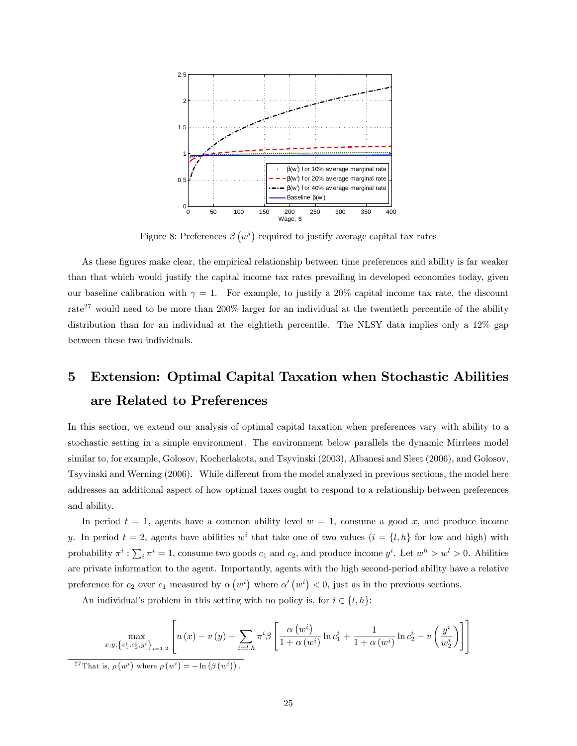Figure 8: Preferences $\beta\left(w^{i}\right)$ required to justify average capital tax rates

As these figures make clear, the empirical relationship between time preferences and ability is far weaker than that which would justify the capital income tax rates prevailing in developed economies today, given our baseline calibration with $\gamma = 1$. For example, to justify a 20% capital income tax rate, the discount rate[27] would need to be more than 200% larger for an individual at the twentieth percentile of the ability distribution than for an individual at the eightieth percentile. The NLSY data implies only a 12% gap between these two individuals.

# 5 Extension: Optimal Capital Taxation when Stochastic Abilities are Related to Preferences

In this section, we extend our analysis of optimal capital taxation when preferences vary with ability to a stochastic setting in a simple environment. The environment below parallels the dynamic Mirrlees model similar to, for example, Golosov, Kocherlakota, and Tsyvinski (2003), Albanesi and Sleet (2006), and Golosov, Tsyvinski and Werning (2006). While different from the model analyzed in previous sections, the model here addresses an additional aspect of how optimal taxes ought to respond to a relationship between preferences and ability.

In period $t = 1$, agents have a common ability level $w = 1$, consume a good $x$, and produce income $y$. In period $t = 2$, agents have abilities $w^{i}$ that take one of two values ($i = \{l, h\}$ for low and high) with probability $\pi^{i} : \sum_{i} \pi^{i} = 1$, consume two goods $c_1$ and $c_2$, and produce income $y^{i}$. Let $w^{h} > w^{l} > 0$. Abilities are private information to the agent. Importantly, agents with the high second-period ability have a relative preference for $c_2$ over $c_1$ measured by $\alpha\left(w^{i}\right)$ where $\alpha'\left(w^{i}\right) < 0$, just as in the previous sections.

An individual's problem in this setting with no policy is, for $i \in \{l, h\}$:

$$\max_{x, y, \left\{c_1^{i}, c_2^{i}, y^{i}\right\}_{i=1,2}} \left[ u\left(x\right) - v\left(y\right) + \sum_{i=l,h} \pi^{i} \beta \left[ \frac{\alpha\left(w^{i}\right)}{1+\alpha\left(w^{i}\right)} \ln c_1^{i} + \frac{1}{1+\alpha\left(w^{i}\right)} \ln c_2^{i} - v\left(\frac{y^{i}}{w_2^{i}}\right) \right] \right]$$

[27] That is, $\rho\left(w^{i}\right)$ where $\rho\left(w^{i}\right) = -\ln\left(\beta\left(w^{i}\right)\right)$.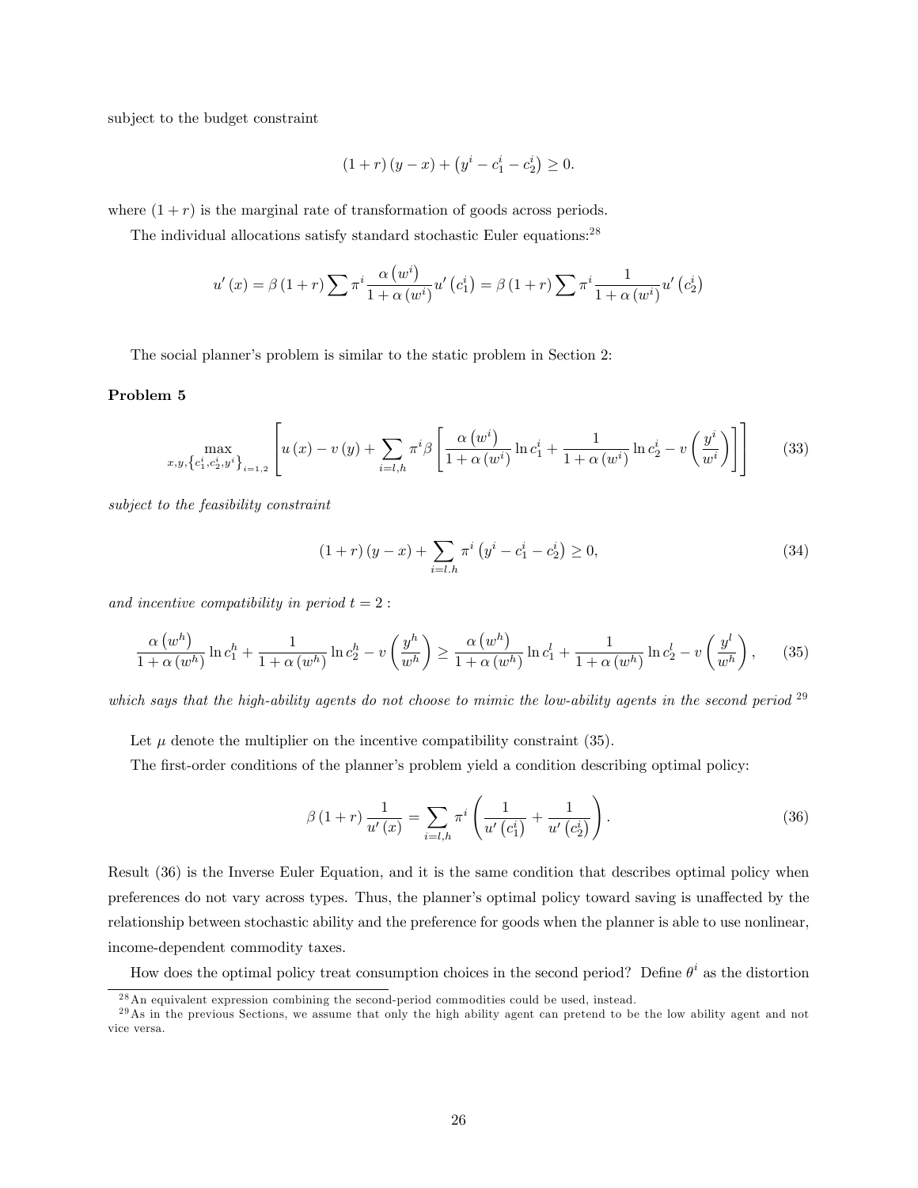subject to the budget constraint

$$(1+r)(y-x)+\left(y^{i}-c_{1}^{i}-c_{2}^{i}\right)\geq 0.$$

where $(1+r)$ is the marginal rate of transformation of goods across periods.

The individual allocations satisfy standard stochastic Euler equations:[28]

$$u'(x)=\beta(1+r)\sum\pi^{i}\frac{\alpha\left(w^{i}\right)}{1+\alpha\left(w^{i}\right)}u'\left(c_{1}^{i}\right)=\beta(1+r)\sum\pi^{i}\frac{1}{1+\alpha\left(w^{i}\right)}u'\left(c_{2}^{i}\right)$$

The social planner's problem is similar to the static problem in Section 2:

**Problem 5**

$$\max_{x,y,\left\{c_{1}^{i},c_{2}^{i},y^{i}\right\}_{i=1,2}}\left[u(x)-v(y)+\sum_{i=l,h}\pi^{i}\beta\left[\frac{\alpha\left(w^{i}\right)}{1+\alpha\left(w^{i}\right)}\ln c_{1}^{i}+\frac{1}{1+\alpha\left(w^{i}\right)}\ln c_{2}^{i}-v\left(\frac{y^{i}}{w^{i}}\right)\right]\right]\tag{33}$$

*subject to the feasibility constraint*

$$(1+r)(y-x)+\sum_{i=l.h}\pi^{i}\left(y^{i}-c_{1}^{i}-c_{2}^{i}\right)\geq 0,\tag{34}$$

*and incentive compatibility in period $t=2$ :*

$$\frac{\alpha\left(w^{h}\right)}{1+\alpha\left(w^{h}\right)}\ln c_{1}^{h}+\frac{1}{1+\alpha\left(w^{h}\right)}\ln c_{2}^{h}-v\left(\frac{y^{h}}{w^{h}}\right)\geq\frac{\alpha\left(w^{h}\right)}{1+\alpha\left(w^{h}\right)}\ln c_{1}^{l}+\frac{1}{1+\alpha\left(w^{h}\right)}\ln c_{2}^{l}-v\left(\frac{y^{l}}{w^{h}}\right),\tag{35}$$

*which says that the high-ability agents do not choose to mimic the low-ability agents in the second period* [29]

Let $\mu$ denote the multiplier on the incentive compatibility constraint (35).

The first-order conditions of the planner's problem yield a condition describing optimal policy:

$$\beta(1+r)\frac{1}{u'(x)}=\sum_{i=l,h}\pi^{i}\left(\frac{1}{u'\left(c_{1}^{i}\right)}+\frac{1}{u'\left(c_{2}^{i}\right)}\right).\tag{36}$$

Result (36) is the Inverse Euler Equation, and it is the same condition that describes optimal policy when preferences do not vary across types. Thus, the planner's optimal policy toward saving is unaffected by the relationship between stochastic ability and the preference for goods when the planner is able to use nonlinear, income-dependent commodity taxes.

How does the optimal policy treat consumption choices in the second period? Define $\theta^{i}$ as the distortion

[28] An equivalent expression combining the second-period commodities could be used, instead.

[29] As in the previous Sections, we assume that only the high ability agent can pretend to be the low ability agent and not vice versa.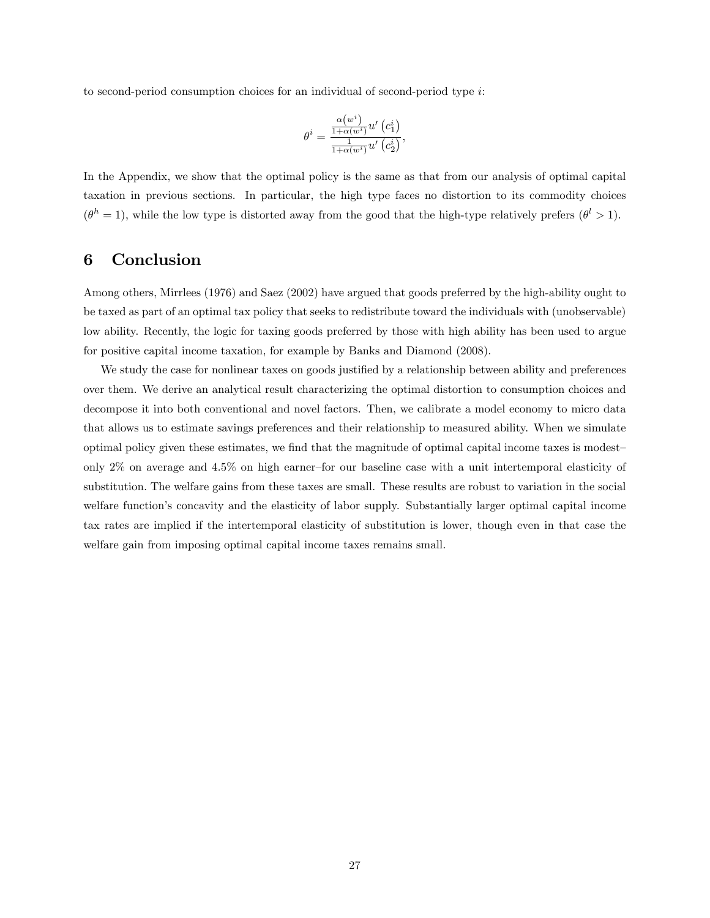to second-period consumption choices for an individual of second-period type $i$:

$$\theta^i = \frac{\frac{\alpha(w^i)}{1+\alpha(w^i)} u'\left(c_1^i\right)}{\frac{1}{1+\alpha(w^i)} u'\left(c_2^i\right)},$$

In the Appendix, we show that the optimal policy is the same as that from our analysis of optimal capital taxation in previous sections. In particular, the high type faces no distortion to its commodity choices ($\theta^h = 1$), while the low type is distorted away from the good that the high-type relatively prefers ($\theta^l > 1$).

# 6 Conclusion

Among others, Mirrlees (1976) and Saez (2002) have argued that goods preferred by the high-ability ought to be taxed as part of an optimal tax policy that seeks to redistribute toward the individuals with (unobservable) low ability. Recently, the logic for taxing goods preferred by those with high ability has been used to argue for positive capital income taxation, for example by Banks and Diamond (2008).

We study the case for nonlinear taxes on goods justified by a relationship between ability and preferences over them. We derive an analytical result characterizing the optimal distortion to consumption choices and decompose it into both conventional and novel factors. Then, we calibrate a model economy to micro data that allows us to estimate savings preferences and their relationship to measured ability. When we simulate optimal policy given these estimates, we find that the magnitude of optimal capital income taxes is modest–only 2% on average and 4.5% on high earner–for our baseline case with a unit intertemporal elasticity of substitution. The welfare gains from these taxes are small. These results are robust to variation in the social welfare function's concavity and the elasticity of labor supply. Substantially larger optimal capital income tax rates are implied if the intertemporal elasticity of substitution is lower, though even in that case the welfare gain from imposing optimal capital income taxes remains small.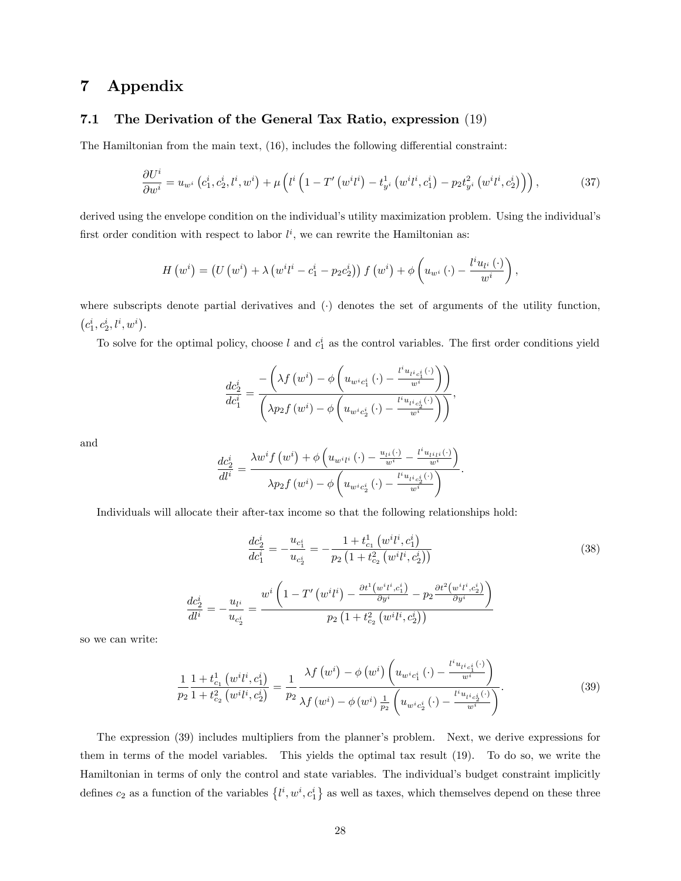# 7 Appendix

## 7.1 The Derivation of the General Tax Ratio, expression (19)

The Hamiltonian from the main text, (16), includes the following differential constraint:

$$\frac{\partial U^i}{\partial w^i} = u_{w^i}\left(c_1^i, c_2^i, l^i, w^i\right) + \mu\left(l^i\left(1 - T'\left(w^i l^i\right) - t^1_{y^i}\left(w^i l^i, c_1^i\right) - p_2 t^2_{y^i}\left(w^i l^i, c_2^i\right)\right)\right), \tag{37}$$

derived using the envelope condition on the individual's utility maximization problem. Using the individual's first order condition with respect to labor $l^i$, we can rewrite the Hamiltonian as:

$$H\left(w^i\right) = \left(U\left(w^i\right) + \lambda\left(w^i l^i - c_1^i - p_2 c_2^i\right)\right) f\left(w^i\right) + \phi\left(u_{w^i}(\cdot) - \frac{l^i u_{l^i}(\cdot)}{w^i}\right),$$

where subscripts denote partial derivatives and $(\cdot)$ denotes the set of arguments of the utility function, $\left(c_1^i, c_2^i, l^i, w^i\right)$.

To solve for the optimal policy, choose $l$ and $c_1^i$ as the control variables. The first order conditions yield

$$\frac{dc_2^i}{dc_1^i} = \frac{-\left(\lambda f\left(w^i\right) - \phi\left(u_{w^i c_1^i}(\cdot) - \frac{l^i u_{l^i c_1^i}(\cdot)}{w^i}\right)\right)}{\left(\lambda p_2 f\left(w^i\right) - \phi\left(u_{w^i c_2^i}(\cdot) - \frac{l^i u_{l^i c_2^i}(\cdot)}{w^i}\right)\right)},$$

and

$$\frac{dc_2^i}{dl^i} = \frac{\lambda w^i f\left(w^i\right) + \phi\left(u_{w^i l^i}(\cdot) - \frac{u_{l^i}(\cdot)}{w^i} - \frac{l^i u_{l^i l^i}(\cdot)}{w^i}\right)}{\lambda p_2 f\left(w^i\right) - \phi\left(u_{w^i c_2^i}(\cdot) - \frac{l^i u_{l^i c_2^i}(\cdot)}{w^i}\right)}.$$

Individuals will allocate their after-tax income so that the following relationships hold:

$$\frac{dc_2^i}{dc_1^i} = -\frac{u_{c_1^i}}{u_{c_2^i}} = -\frac{1 + t^1_{c_1}\left(w^i l^i, c_1^i\right)}{p_2\left(1 + t^2_{c_2}\left(w^i l^i, c_2^i\right)\right)} \tag{38}$$

$$\frac{dc_2^i}{dl^i} = -\frac{u_{l^i}}{u_{c_2^i}} = \frac{w^i\left(1 - T'\left(w^i l^i\right) - \frac{\partial t^1\left(w^i l^i, c_1^i\right)}{\partial y^i} - p_2 \frac{\partial t^2\left(w^i l^i, c_2^i\right)}{\partial y^i}\right)}{p_2\left(1 + t^2_{c_2}\left(w^i l^i, c_2^i\right)\right)}$$

so we can write:

$$\frac{1}{p_2}\frac{1 + t^1_{c_1}\left(w^i l^i, c_1^i\right)}{1 + t^2_{c_2}\left(w^i l^i, c_2^i\right)} = \frac{1}{p_2}\frac{\lambda f\left(w^i\right) - \phi\left(w^i\right)\left(u_{w^i c_1^i}(\cdot) - \frac{l^i u_{l^i c_1^i}(\cdot)}{w^i}\right)}{\lambda f\left(w^i\right) - \phi\left(w^i\right)\frac{1}{p_2}\left(u_{w^i c_2^i}(\cdot) - \frac{l^i u_{l^i c_2^i}(\cdot)}{w^i}\right)}. \tag{39}$$

The expression (39) includes multipliers from the planner's problem. Next, we derive expressions for them in terms of the model variables. This yields the optimal tax result (19). To do so, we write the Hamiltonian in terms of only the control and state variables. The individual's budget constraint implicitly defines $c_2$ as a function of the variables $\left\{l^i, w^i, c_1^i\right\}$ as well as taxes, which themselves depend on these three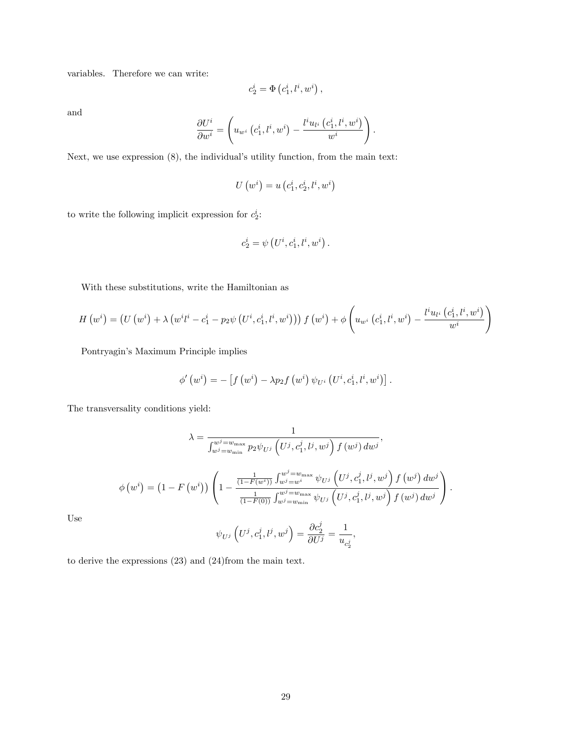variables. Therefore we can write:

$$c_2^i = \Phi\left(c_1^i, l^i, w^i\right),$$

and

$$\frac{\partial U^i}{\partial w^i} = \left(u_{w^i}\left(c_1^i, l^i, w^i\right) - \frac{l^i u_{l^i}\left(c_1^i, l^i, w^i\right)}{w^i}\right).$$

Next, we use expression (8), the individual's utility function, from the main text:

$$U\left(w^i\right) = u\left(c_1^i, c_2^i, l^i, w^i\right)$$

to write the following implicit expression for $c_2^i$:

$$c_2^i = \psi\left(U^i, c_1^i, l^i, w^i\right).$$

With these substitutions, write the Hamiltonian as

$$H\left(w^i\right) = \left(U\left(w^i\right) + \lambda\left(w^i l^i - c_1^i - p_2 \psi\left(U^i, c_1^i, l^i, w^i\right)\right)\right) f\left(w^i\right) + \phi\left(u_{w^i}\left(c_1^i, l^i, w^i\right) - \frac{l^i u_{l^i}\left(c_1^i, l^i, w^i\right)}{w^i}\right)$$

Pontryagin's Maximum Principle implies

$$\phi'\left(w^i\right) = -\left[f\left(w^i\right) - \lambda p_2 f\left(w^i\right) \psi_{U^i}\left(U^i, c_1^i, l^i, w^i\right)\right].$$

The transversality conditions yield:

$$\lambda = \frac{1}{\int_{w^j = w_{\min}}^{w^j = w_{\max}} p_2 \psi_{U^j}\left(U^j, c_1^j, l^j, w^j\right) f\left(w^j\right) dw^j},$$

$$\phi\left(w^i\right) = \left(1 - F\left(w^i\right)\right)\left(1 - \frac{\frac{1}{(1-F(w^i))}\int_{w^j = w^i}^{w^j = w_{\max}} \psi_{U^j}\left(U^j, c_1^j, l^j, w^j\right) f\left(w^j\right) dw^j}{\frac{1}{(1-F(0))}\int_{w^j = w_{\min}}^{w^j = w_{\max}} \psi_{U^j}\left(U^j, c_1^j, l^j, w^j\right) f\left(w^j\right) dw^j}\right).$$

Use

$$\psi_{U^j}\left(U^j, c_1^j, l^j, w^j\right) = \frac{\partial c_2^j}{\partial U^j} = \frac{1}{u_{c_2^j}},$$

to derive the expressions (23) and (24)from the main text.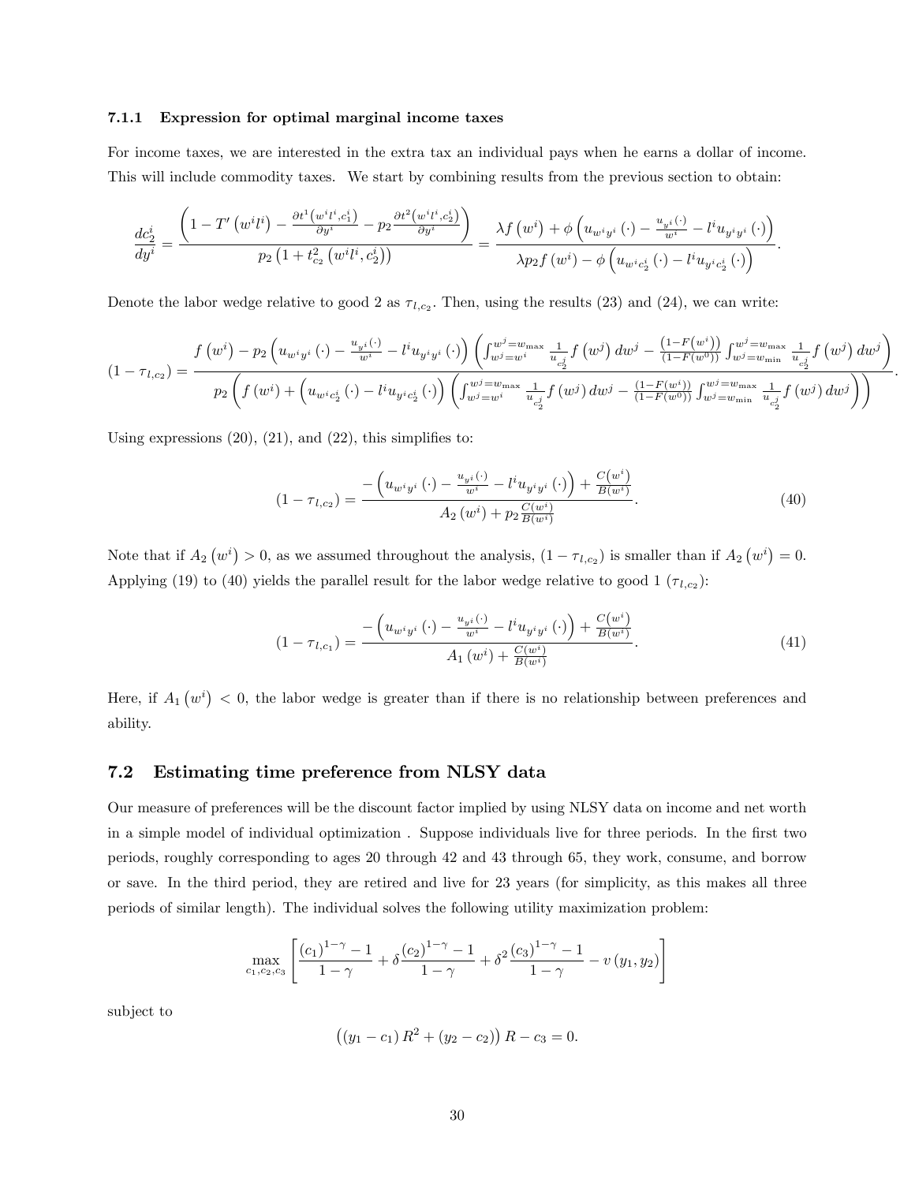### 7.1.1 Expression for optimal marginal income taxes

For income taxes, we are interested in the extra tax an individual pays when he earns a dollar of income. This will include commodity taxes. We start by combining results from the previous section to obtain:

$$\frac{dc_2^i}{dy^i} = \frac{\left(1 - T'\left(w^i l^i\right) - \frac{\partial t^1\left(w^i l^i, c_1^i\right)}{\partial y^i} - p_2 \frac{\partial t^2\left(w^i l^i, c_2^i\right)}{\partial y^i}\right)}{p_2\left(1 + t_{c_2}^2\left(w^i l^i, c_2^i\right)\right)} = \frac{\lambda f\left(w^i\right) + \phi\left(u_{w^i y^i}\left(\cdot\right) - \frac{u_{y^i}\left(\cdot\right)}{w^i} - l^i u_{y^i y^i}\left(\cdot\right)\right)}{\lambda p_2 f\left(w^i\right) - \phi\left(u_{w^i c_2^i}\left(\cdot\right) - l^i u_{y^i c_2^i}\left(\cdot\right)\right)}.$$

Denote the labor wedge relative to good 2 as $\tau_{l,c_2}$. Then, using the results (23) and (24), we can write:

$$\left(1 - \tau_{l,c_2}\right) = \frac{f\left(w^i\right) - p_2\left(u_{w^i y^i}\left(\cdot\right) - \frac{u_{y^i}\left(\cdot\right)}{w^i} - l^i u_{y^i y^i}\left(\cdot\right)\right)\left(\int_{w^j = w^i}^{w^j = w_{\max}} \frac{1}{u_{c_2^j}} f\left(w^j\right) dw^j - \frac{\left(1 - F\left(w^i\right)\right)}{\left(1 - F\left(w^0\right)\right)} \int_{w^j = w_{\min}}^{w^j = w_{\max}} \frac{1}{u_{c_2^j}} f\left(w^j\right) dw^j\right)}{p_2\left(f\left(w^i\right) + \left(u_{w^i c_2^i}\left(\cdot\right) - l^i u_{y^i c_2^i}\left(\cdot\right)\right)\left(\int_{w^j = w^i}^{w^j = w_{\max}} \frac{1}{u_{c_2^j}} f\left(w^j\right) dw^j - \frac{\left(1 - F\left(w^i\right)\right)}{\left(1 - F\left(w^0\right)\right)} \int_{w^j = w_{\min}}^{w^j = w_{\max}} \frac{1}{u_{c_2^j}} f\left(w^j\right) dw^j\right)\right)}.$$

Using expressions (20), (21), and (22), this simplifies to:

$$\left(1 - \tau_{l,c_2}\right) = \frac{-\left(u_{w^i y^i}\left(\cdot\right) - \frac{u_{y^i}\left(\cdot\right)}{w^i} - l^i u_{y^i y^i}\left(\cdot\right)\right) + \frac{C\left(w^i\right)}{B\left(w^i\right)}}{A_2\left(w^i\right) + p_2 \frac{C\left(w^i\right)}{B\left(w^i\right)}}. \tag{40}$$

Note that if $A_2\left(w^i\right) > 0$, as we assumed throughout the analysis, $\left(1 - \tau_{l,c_2}\right)$ is smaller than if $A_2\left(w^i\right) = 0$. Applying (19) to (40) yields the parallel result for the labor wedge relative to good 1 ($\tau_{l,c_2}$):

$$\left(1 - \tau_{l,c_1}\right) = \frac{-\left(u_{w^i y^i}\left(\cdot\right) - \frac{u_{y^i}\left(\cdot\right)}{w^i} - l^i u_{y^i y^i}\left(\cdot\right)\right) + \frac{C\left(w^i\right)}{B\left(w^i\right)}}{A_1\left(w^i\right) + \frac{C\left(w^i\right)}{B\left(w^i\right)}}. \tag{41}$$

Here, if $A_1\left(w^i\right) < 0$, the labor wedge is greater than if there is no relationship between preferences and ability.

## 7.2 Estimating time preference from NLSY data

Our measure of preferences will be the discount factor implied by using NLSY data on income and net worth in a simple model of individual optimization . Suppose individuals live for three periods. In the first two periods, roughly corresponding to ages 20 through 42 and 43 through 65, they work, consume, and borrow or save. In the third period, they are retired and live for 23 years (for simplicity, as this makes all three periods of similar length). The individual solves the following utility maximization problem:

$$\max_{c_1, c_2, c_3} \left[\frac{\left(c_1\right)^{1-\gamma} - 1}{1 - \gamma} + \delta \frac{\left(c_2\right)^{1-\gamma} - 1}{1 - \gamma} + \delta^2 \frac{\left(c_3\right)^{1-\gamma} - 1}{1 - \gamma} - v\left(y_1, y_2\right)\right]$$

subject to

$$\left(\left(y_1 - c_1\right) R^2 + \left(y_2 - c_2\right)\right) R - c_3 = 0.$$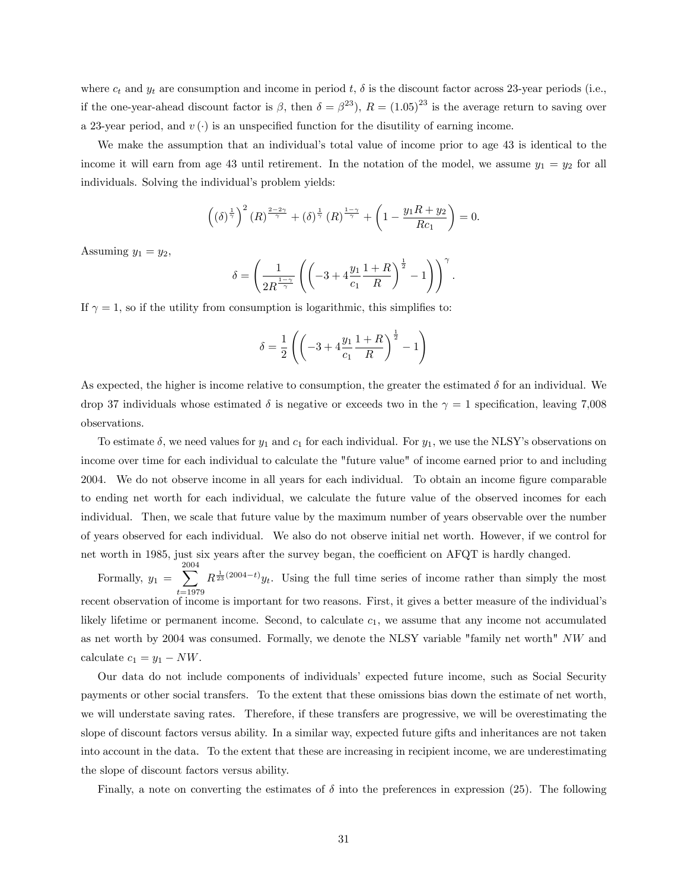where $c_t$ and $y_t$ are consumption and income in period $t$, $\delta$ is the discount factor across 23-year periods (i.e., if the one-year-ahead discount factor is $\beta$, then $\delta = \beta^{23}$), $R = (1.05)^{23}$ is the average return to saving over a 23-year period, and $v(\cdot)$ is an unspecified function for the disutility of earning income.

We make the assumption that an individual's total value of income prior to age 43 is identical to the income it will earn from age 43 until retirement. In the notation of the model, we assume $y_1 = y_2$ for all individuals. Solving the individual's problem yields:

$$\left((\delta)^{\frac{1}{\gamma}}\right)^2 (R)^{\frac{2-2\gamma}{\gamma}} + (\delta)^{\frac{1}{\gamma}} (R)^{\frac{1-\gamma}{\gamma}} + \left(1 - \frac{y_1 R + y_2}{R c_1}\right) = 0.$$

Assuming $y_1 = y_2$,

$$\delta = \left(\frac{1}{2R^{\frac{1-\gamma}{\gamma}}}\left(\left(-3 + 4\frac{y_1}{c_1}\frac{1+R}{R}\right)^{\frac{1}{2}} - 1\right)\right)^{\gamma}.$$

If $\gamma = 1$, so if the utility from consumption is logarithmic, this simplifies to:

$$\delta = \frac{1}{2}\left(\left(-3 + 4\frac{y_1}{c_1}\frac{1+R}{R}\right)^{\frac{1}{2}} - 1\right)$$

As expected, the higher is income relative to consumption, the greater the estimated $\delta$ for an individual. We drop 37 individuals whose estimated $\delta$ is negative or exceeds two in the $\gamma = 1$ specification, leaving 7,008 observations.

To estimate $\delta$, we need values for $y_1$ and $c_1$ for each individual. For $y_1$, we use the NLSY's observations on income over time for each individual to calculate the "future value" of income earned prior to and including 2004. We do not observe income in all years for each individual. To obtain an income figure comparable to ending net worth for each individual, we calculate the future value of the observed incomes for each individual. Then, we scale that future value by the maximum number of years observable over the number of years observed for each individual. We also do not observe initial net worth. However, if we control for net worth in 1985, just six years after the survey began, the coefficient on AFQT is hardly changed.

Formally, $y_1 = \sum_{t=1979}^{2004} R^{\frac{1}{23}(2004-t)} y_t$. Using the full time series of income rather than simply the most recent observation of income is important for two reasons. First, it gives a better measure of the individual's likely lifetime or permanent income. Second, to calculate $c_1$, we assume that any income not accumulated as net worth by 2004 was consumed. Formally, we denote the NLSY variable "family net worth" $NW$ and calculate $c_1 = y_1 - NW$.

Our data do not include components of individuals' expected future income, such as Social Security payments or other social transfers. To the extent that these omissions bias down the estimate of net worth, we will understate saving rates. Therefore, if these transfers are progressive, we will be overestimating the slope of discount factors versus ability. In a similar way, expected future gifts and inheritances are not taken into account in the data. To the extent that these are increasing in recipient income, we are underestimating the slope of discount factors versus ability.

Finally, a note on converting the estimates of $\delta$ into the preferences in expression (25). The following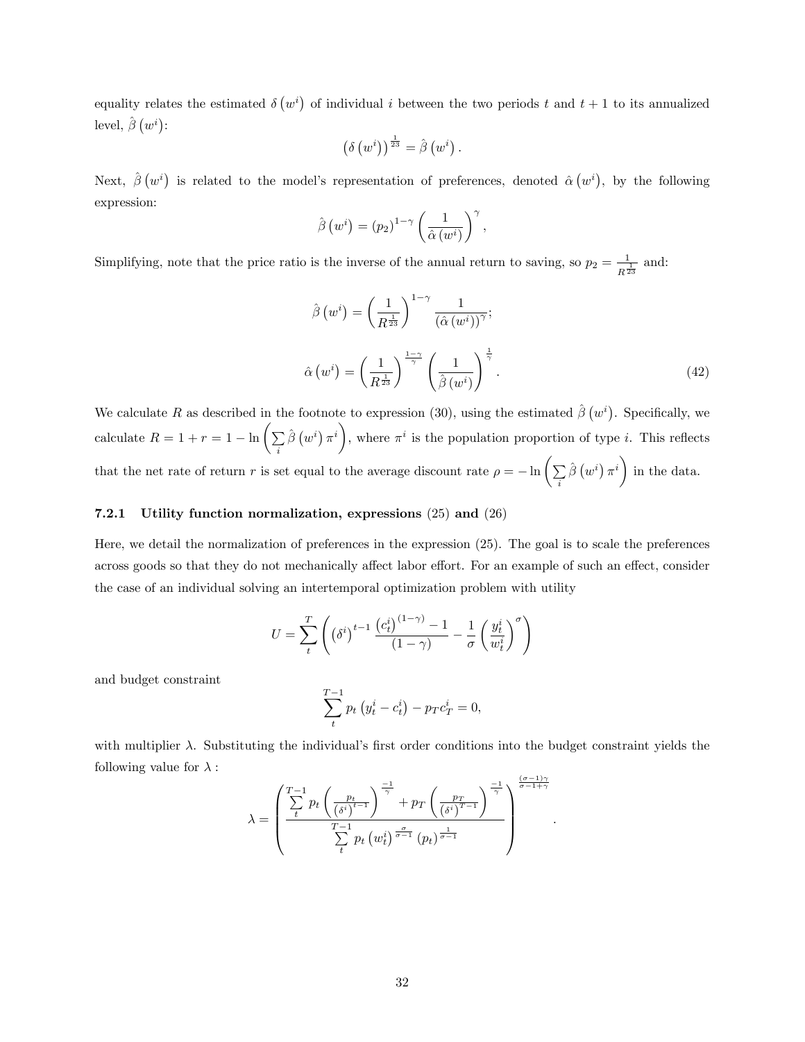equality relates the estimated $\delta\left(w^i\right)$ of individual $i$ between the two periods $t$ and $t+1$ to its annualized level, $\hat{\beta}\left(w^i\right)$:

$$\left(\delta\left(w^i\right)\right)^{\frac{1}{23}} = \hat{\beta}\left(w^i\right).$$

Next, $\hat{\beta}\left(w^i\right)$ is related to the model's representation of preferences, denoted $\hat{\alpha}\left(w^i\right)$, by the following expression:

$$\hat{\beta}\left(w^i\right) = \left(p_2\right)^{1-\gamma}\left(\frac{1}{\hat{\alpha}\left(w^i\right)}\right)^{\gamma},$$

Simplifying, note that the price ratio is the inverse of the annual return to saving, so $p_2 = \frac{1}{R^{\frac{1}{23}}}$ and:

$$\hat{\beta}\left(w^i\right) = \left(\frac{1}{R^{\frac{1}{23}}}\right)^{1-\gamma}\frac{1}{\left(\hat{\alpha}\left(w^i\right)\right)^{\gamma}};$$

$$\hat{\alpha}\left(w^i\right) = \left(\frac{1}{R^{\frac{1}{23}}}\right)^{\frac{1-\gamma}{\gamma}}\left(\frac{1}{\hat{\beta}\left(w^i\right)}\right)^{\frac{1}{\gamma}}. \tag{42}$$

We calculate $R$ as described in the footnote to expression (30), using the estimated $\hat{\beta}\left(w^i\right)$. Specifically, we calculate $R = 1 + r = 1 - \ln\left(\sum_i \hat{\beta}\left(w^i\right)\pi^i\right)$, where $\pi^i$ is the population proportion of type $i$. This reflects that the net rate of return $r$ is set equal to the average discount rate $\rho = -\ln\left(\sum_i \hat{\beta}\left(w^i\right)\pi^i\right)$ in the data.

### 7.2.1 Utility function normalization, expressions (25) and (26)

Here, we detail the normalization of preferences in the expression (25). The goal is to scale the preferences across goods so that they do not mechanically affect labor effort. For an example of such an effect, consider the case of an individual solving an intertemporal optimization problem with utility

$$U = \sum_t^T\left(\left(\delta^i\right)^{t-1}\frac{\left(c_t^i\right)^{(1-\gamma)} - 1}{(1-\gamma)} - \frac{1}{\sigma}\left(\frac{y_t^i}{w_t^i}\right)^{\sigma}\right)$$

and budget constraint

$$\sum_t^{T-1} p_t\left(y_t^i - c_t^i\right) - p_T c_T^i = 0,$$

with multiplier $\lambda$. Substituting the individual's first order conditions into the budget constraint yields the following value for $\lambda$ :

$$\lambda = \left(\frac{\sum_t^{T-1} p_t\left(\frac{p_t}{\left(\delta^i\right)^{t-1}}\right)^{\frac{-1}{\gamma}} + p_T\left(\frac{p_T}{\left(\delta^i\right)^{T-1}}\right)^{\frac{-1}{\gamma}}}{\sum_t^{T-1} p_t\left(w_t^i\right)^{\frac{\sigma}{\sigma-1}}\left(p_t\right)^{\frac{1}{\sigma-1}}}\right)^{\frac{(\sigma-1)\gamma}{\sigma-1+\gamma}}.$$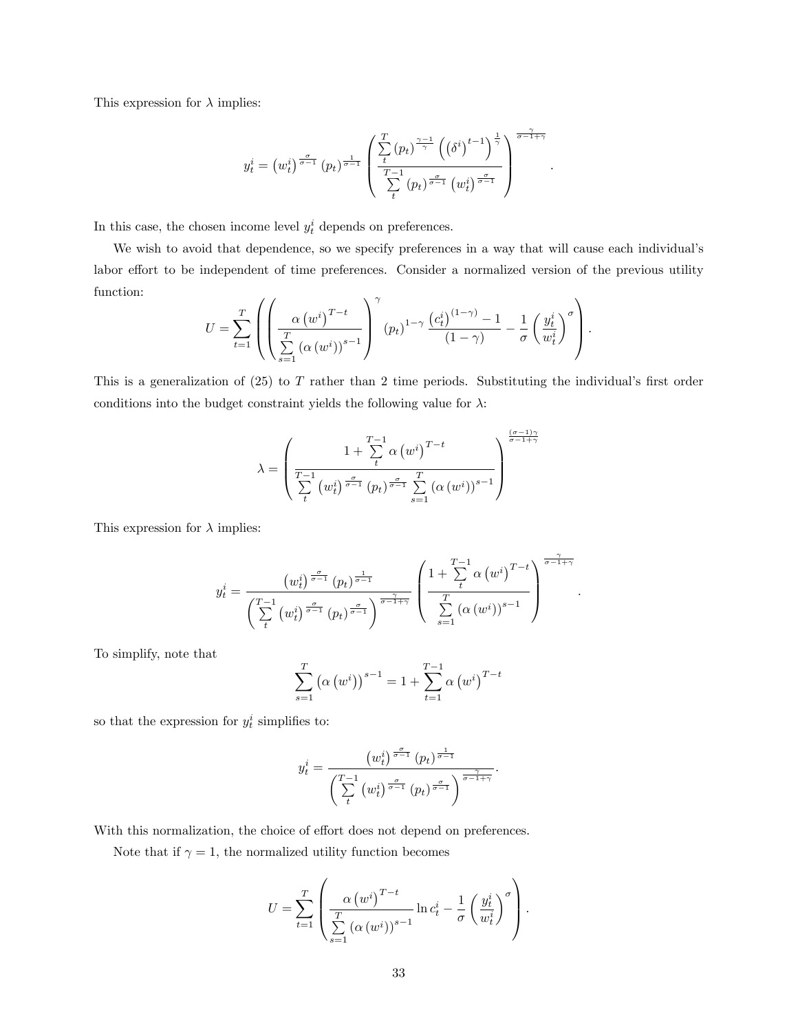This expression for $\lambda$ implies:

$$y_t^i = \left(w_t^i\right)^{\frac{\sigma}{\sigma-1}} \left(p_t\right)^{\frac{1}{\sigma-1}} \left( \frac{\sum_t^T \left(p_t\right)^{\frac{\gamma-1}{\gamma}} \left(\left(\delta^i\right)^{t-1}\right)^{\frac{1}{\gamma}}}{\sum_t^{T-1} \left(p_t\right)^{\frac{\sigma}{\sigma-1}} \left(w_t^i\right)^{\frac{\sigma}{\sigma-1}}} \right)^{\frac{\gamma}{\sigma-1+\gamma}}.$$

In this case, the chosen income level $y_t^i$ depends on preferences.

We wish to avoid that dependence, so we specify preferences in a way that will cause each individual's labor effort to be independent of time preferences. Consider a normalized version of the previous utility function:

$$U = \sum_{t=1}^{T} \left( \left( \frac{\alpha \left(w^i\right)^{T-t}}{\sum_{s=1}^{T} \left(\alpha \left(w^i\right)\right)^{s-1}} \right)^{\gamma} \left(p_t\right)^{1-\gamma} \frac{\left(c_t^i\right)^{(1-\gamma)} - 1}{(1-\gamma)} - \frac{1}{\sigma} \left( \frac{y_t^i}{w_t^i} \right)^{\sigma} \right).$$

This is a generalization of (25) to $T$ rather than 2 time periods. Substituting the individual's first order conditions into the budget constraint yields the following value for $\lambda$:

$$\lambda = \left( \frac{1 + \sum_t^{T-1} \alpha \left(w^i\right)^{T-t}}{\sum_t^{T-1} \left(w_t^i\right)^{\frac{\sigma}{\sigma-1}} \left(p_t\right)^{\frac{\sigma}{\sigma-1}} \sum_{s=1}^{T} \left(\alpha \left(w^i\right)\right)^{s-1}} \right)^{\frac{(\sigma-1)\gamma}{\sigma-1+\gamma}}$$

This expression for $\lambda$ implies:

$$y_t^i = \frac{\left(w_t^i\right)^{\frac{\sigma}{\sigma-1}} \left(p_t\right)^{\frac{1}{\sigma-1}}}{\left( \sum_t^{T-1} \left(w_t^i\right)^{\frac{\sigma}{\sigma-1}} \left(p_t\right)^{\frac{\sigma}{\sigma-1}} \right)^{\frac{\gamma}{\sigma-1+\gamma}}} \left( \frac{1 + \sum_t^{T-1} \alpha \left(w^i\right)^{T-t}}{\sum_{s=1}^{T} \left(\alpha \left(w^i\right)\right)^{s-1}} \right)^{\frac{\gamma}{\sigma-1+\gamma}}.$$

To simplify, note that

$$\sum_{s=1}^{T} \left(\alpha \left(w^i\right)\right)^{s-1} = 1 + \sum_{t=1}^{T-1} \alpha \left(w^i\right)^{T-t}$$

so that the expression for $y_t^i$ simplifies to:

$$y_t^i = \frac{\left(w_t^i\right)^{\frac{\sigma}{\sigma-1}} \left(p_t\right)^{\frac{1}{\sigma-1}}}{\left( \sum_t^{T-1} \left(w_t^i\right)^{\frac{\sigma}{\sigma-1}} \left(p_t\right)^{\frac{\sigma}{\sigma-1}} \right)^{\frac{\gamma}{\sigma-1+\gamma}}}.$$

With this normalization, the choice of effort does not depend on preferences.

Note that if $\gamma = 1$, the normalized utility function becomes

$$U = \sum_{t=1}^{T} \left( \frac{\alpha \left(w^i\right)^{T-t}}{\sum_{s=1}^{T} \left(\alpha \left(w^i\right)\right)^{s-1}} \ln c_t^i - \frac{1}{\sigma} \left( \frac{y_t^i}{w_t^i} \right)^{\sigma} \right).$$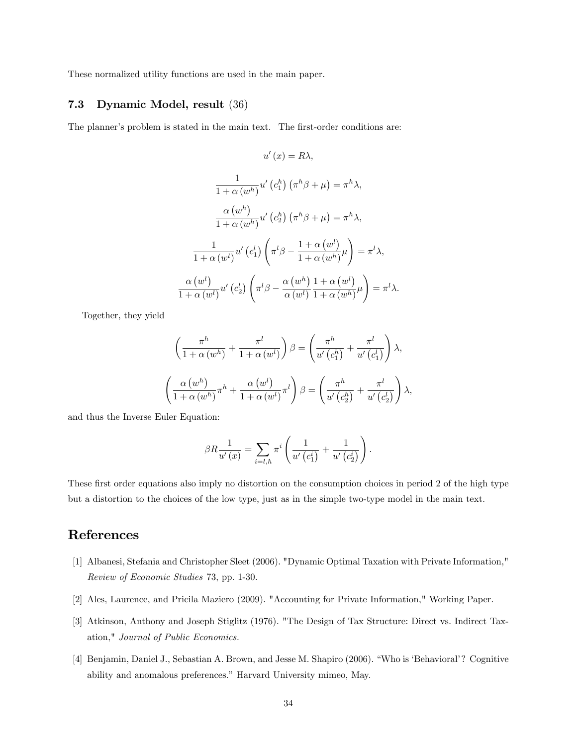These normalized utility functions are used in the main paper.

### 7.3 Dynamic Model, result (36)

The planner's problem is stated in the main text. The first-order conditions are:

$$u'(x) = R\lambda,$$

$$\frac{1}{1+\alpha(w^h)} u'(c_1^h)(\pi^h \beta + \mu) = \pi^h \lambda,$$

$$\frac{\alpha(w^h)}{1+\alpha(w^h)} u'(c_2^h)(\pi^h \beta + \mu) = \pi^h \lambda,$$

$$\frac{1}{1+\alpha(w^l)} u'(c_1^l)\left(\pi^l \beta - \frac{1+\alpha(w^l)}{1+\alpha(w^h)}\mu\right) = \pi^l \lambda,$$

$$\frac{\alpha(w^l)}{1+\alpha(w^l)} u'(c_2^l)\left(\pi^l \beta - \frac{\alpha(w^h)}{\alpha(w^l)} \frac{1+\alpha(w^l)}{1+\alpha(w^h)}\mu\right) = \pi^l \lambda.$$

Together, they yield

$$\left(\frac{\pi^h}{1+\alpha(w^h)} + \frac{\pi^l}{1+\alpha(w^l)}\right)\beta = \left(\frac{\pi^h}{u'(c_1^h)} + \frac{\pi^l}{u'(c_1^l)}\right)\lambda,$$

$$\left(\frac{\alpha(w^h)}{1+\alpha(w^h)}\pi^h + \frac{\alpha(w^l)}{1+\alpha(w^l)}\pi^l\right)\beta = \left(\frac{\pi^h}{u'(c_2^h)} + \frac{\pi^l}{u'(c_2^l)}\right)\lambda,$$

and thus the Inverse Euler Equation:

$$\beta R \frac{1}{u'(x)} = \sum_{i=l,h} \pi^i \left(\frac{1}{u'(c_1^i)} + \frac{1}{u'(c_2^i)}\right).$$

These first order equations also imply no distortion on the consumption choices in period 2 of the high type but a distortion to the choices of the low type, just as in the simple two-type model in the main text.

# References

[1] Albanesi, Stefania and Christopher Sleet (2006). "Dynamic Optimal Taxation with Private Information," *Review of Economic Studies* 73, pp. 1-30.

[2] Ales, Laurence, and Pricila Maziero (2009). "Accounting for Private Information," Working Paper.

[3] Atkinson, Anthony and Joseph Stiglitz (1976). "The Design of Tax Structure: Direct vs. Indirect Taxation," *Journal of Public Economics.*

[4] Benjamin, Daniel J., Sebastian A. Brown, and Jesse M. Shapiro (2006). "Who is 'Behavioral'? Cognitive ability and anomalous preferences." Harvard University mimeo, May.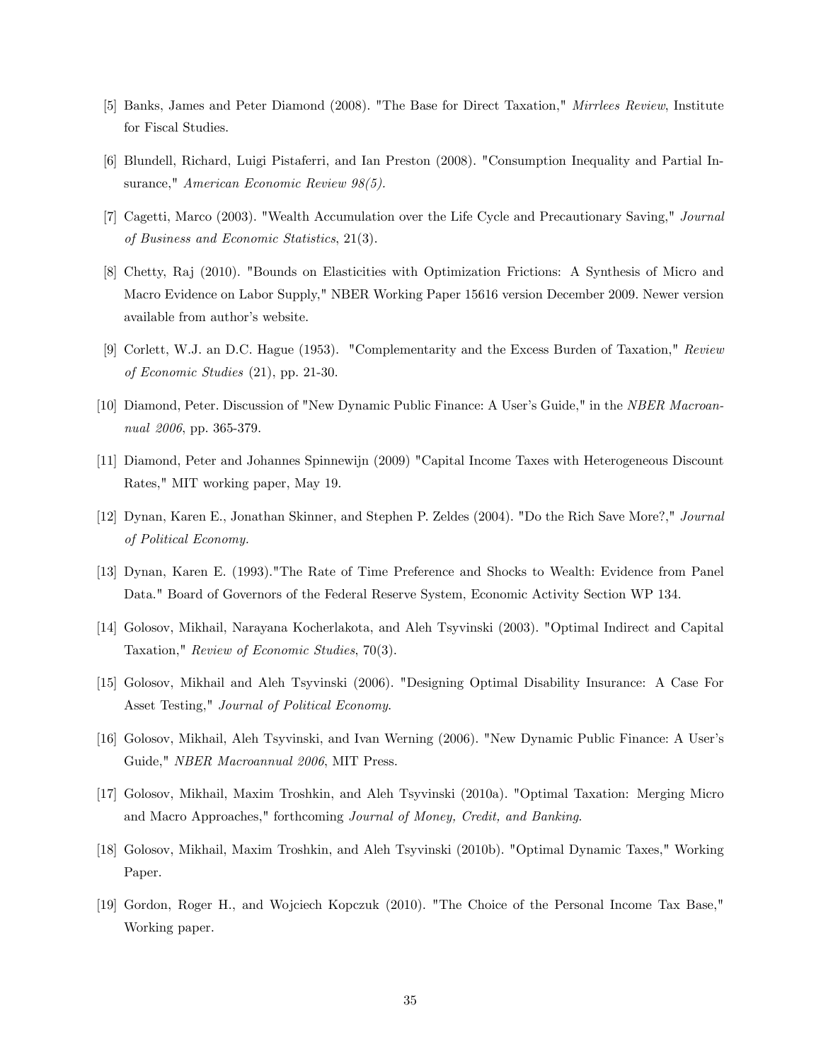[5] Banks, James and Peter Diamond (2008). "The Base for Direct Taxation," *Mirrlees Review*, Institute for Fiscal Studies.

[6] Blundell, Richard, Luigi Pistaferri, and Ian Preston (2008). "Consumption Inequality and Partial Insurance," *American Economic Review 98(5).*

[7] Cagetti, Marco (2003). "Wealth Accumulation over the Life Cycle and Precautionary Saving," *Journal of Business and Economic Statistics*, 21(3).

[8] Chetty, Raj (2010). "Bounds on Elasticities with Optimization Frictions: A Synthesis of Micro and Macro Evidence on Labor Supply," NBER Working Paper 15616 version December 2009. Newer version available from author's website.

[9] Corlett, W.J. an D.C. Hague (1953). "Complementarity and the Excess Burden of Taxation," *Review of Economic Studies* (21), pp. 21-30.

[10] Diamond, Peter. Discussion of "New Dynamic Public Finance: A User's Guide," in the *NBER Macroannual 2006*, pp. 365-379.

[11] Diamond, Peter and Johannes Spinnewijn (2009) "Capital Income Taxes with Heterogeneous Discount Rates," MIT working paper, May 19.

[12] Dynan, Karen E., Jonathan Skinner, and Stephen P. Zeldes (2004). "Do the Rich Save More?," *Journal of Political Economy.*

[13] Dynan, Karen E. (1993)."The Rate of Time Preference and Shocks to Wealth: Evidence from Panel Data." Board of Governors of the Federal Reserve System, Economic Activity Section WP 134.

[14] Golosov, Mikhail, Narayana Kocherlakota, and Aleh Tsyvinski (2003). "Optimal Indirect and Capital Taxation," *Review of Economic Studies*, 70(3).

[15] Golosov, Mikhail and Aleh Tsyvinski (2006). "Designing Optimal Disability Insurance: A Case For Asset Testing," *Journal of Political Economy*.

[16] Golosov, Mikhail, Aleh Tsyvinski, and Ivan Werning (2006). "New Dynamic Public Finance: A User's Guide," *NBER Macroannual 2006*, MIT Press.

[17] Golosov, Mikhail, Maxim Troshkin, and Aleh Tsyvinski (2010a). "Optimal Taxation: Merging Micro and Macro Approaches," forthcoming *Journal of Money, Credit, and Banking*.

[18] Golosov, Mikhail, Maxim Troshkin, and Aleh Tsyvinski (2010b). "Optimal Dynamic Taxes," Working Paper.

[19] Gordon, Roger H., and Wojciech Kopczuk (2010). "The Choice of the Personal Income Tax Base," Working paper.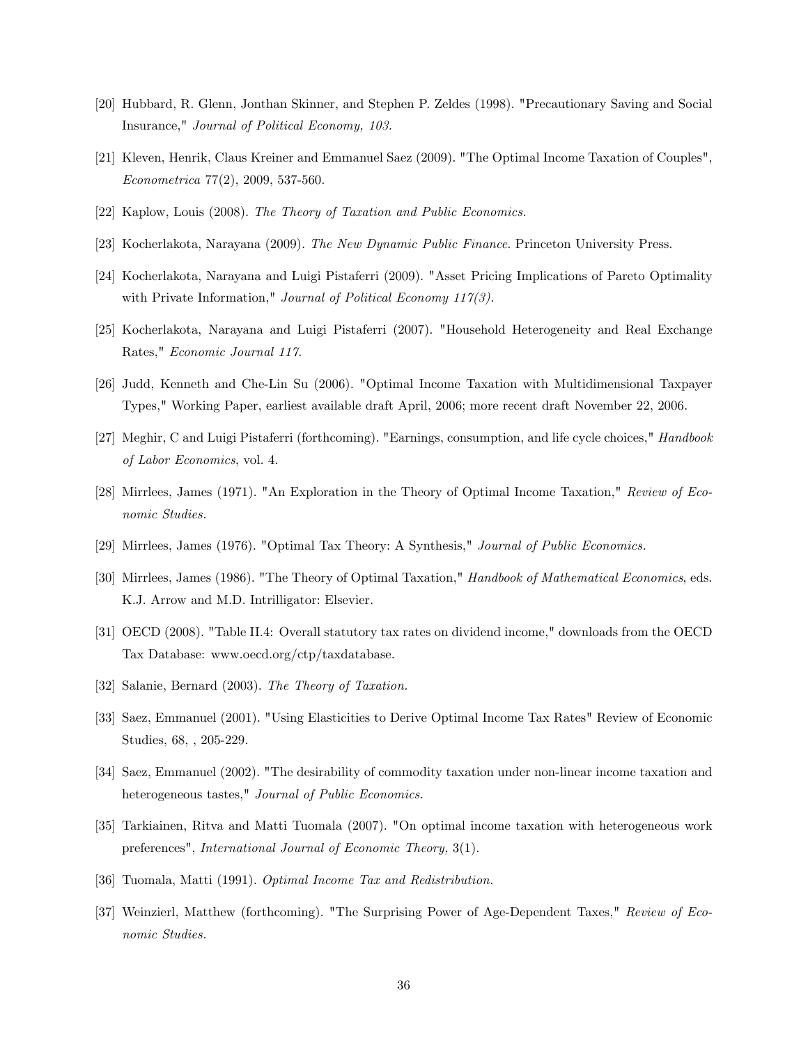[20] Hubbard, R. Glenn, Jonthan Skinner, and Stephen P. Zeldes (1998). "Precautionary Saving and Social Insurance," *Journal of Political Economy, 103.*

[21] Kleven, Henrik, Claus Kreiner and Emmanuel Saez (2009). "The Optimal Income Taxation of Couples", *Econometrica* 77(2), 2009, 537-560.

[22] Kaplow, Louis (2008). *The Theory of Taxation and Public Economics.*

[23] Kocherlakota, Narayana (2009). *The New Dynamic Public Finance*. Princeton University Press.

[24] Kocherlakota, Narayana and Luigi Pistaferri (2009). "Asset Pricing Implications of Pareto Optimality with Private Information," *Journal of Political Economy 117(3).*

[25] Kocherlakota, Narayana and Luigi Pistaferri (2007). "Household Heterogeneity and Real Exchange Rates," *Economic Journal 117.*

[26] Judd, Kenneth and Che-Lin Su (2006). "Optimal Income Taxation with Multidimensional Taxpayer Types," Working Paper, earliest available draft April, 2006; more recent draft November 22, 2006.

[27] Meghir, C and Luigi Pistaferri (forthcoming). "Earnings, consumption, and life cycle choices," *Handbook of Labor Economics*, vol. 4.

[28] Mirrlees, James (1971). "An Exploration in the Theory of Optimal Income Taxation," *Review of Economic Studies.*

[29] Mirrlees, James (1976). "Optimal Tax Theory: A Synthesis," *Journal of Public Economics.*

[30] Mirrlees, James (1986). "The Theory of Optimal Taxation," *Handbook of Mathematical Economics*, eds. K.J. Arrow and M.D. Intrilligator: Elsevier.

[31] OECD (2008). "Table II.4: Overall statutory tax rates on dividend income," downloads from the OECD Tax Database: www.oecd.org/ctp/taxdatabase.

[32] Salanie, Bernard (2003). *The Theory of Taxation.*

[33] Saez, Emmanuel (2001). "Using Elasticities to Derive Optimal Income Tax Rates" Review of Economic Studies, 68, , 205-229.

[34] Saez, Emmanuel (2002). "The desirability of commodity taxation under non-linear income taxation and heterogeneous tastes," *Journal of Public Economics.*

[35] Tarkiainen, Ritva and Matti Tuomala (2007). "On optimal income taxation with heterogeneous work preferences", *International Journal of Economic Theory,* 3(1).

[36] Tuomala, Matti (1991). *Optimal Income Tax and Redistribution.*

[37] Weinzierl, Matthew (forthcoming). "The Surprising Power of Age-Dependent Taxes," *Review of Economic Studies.*